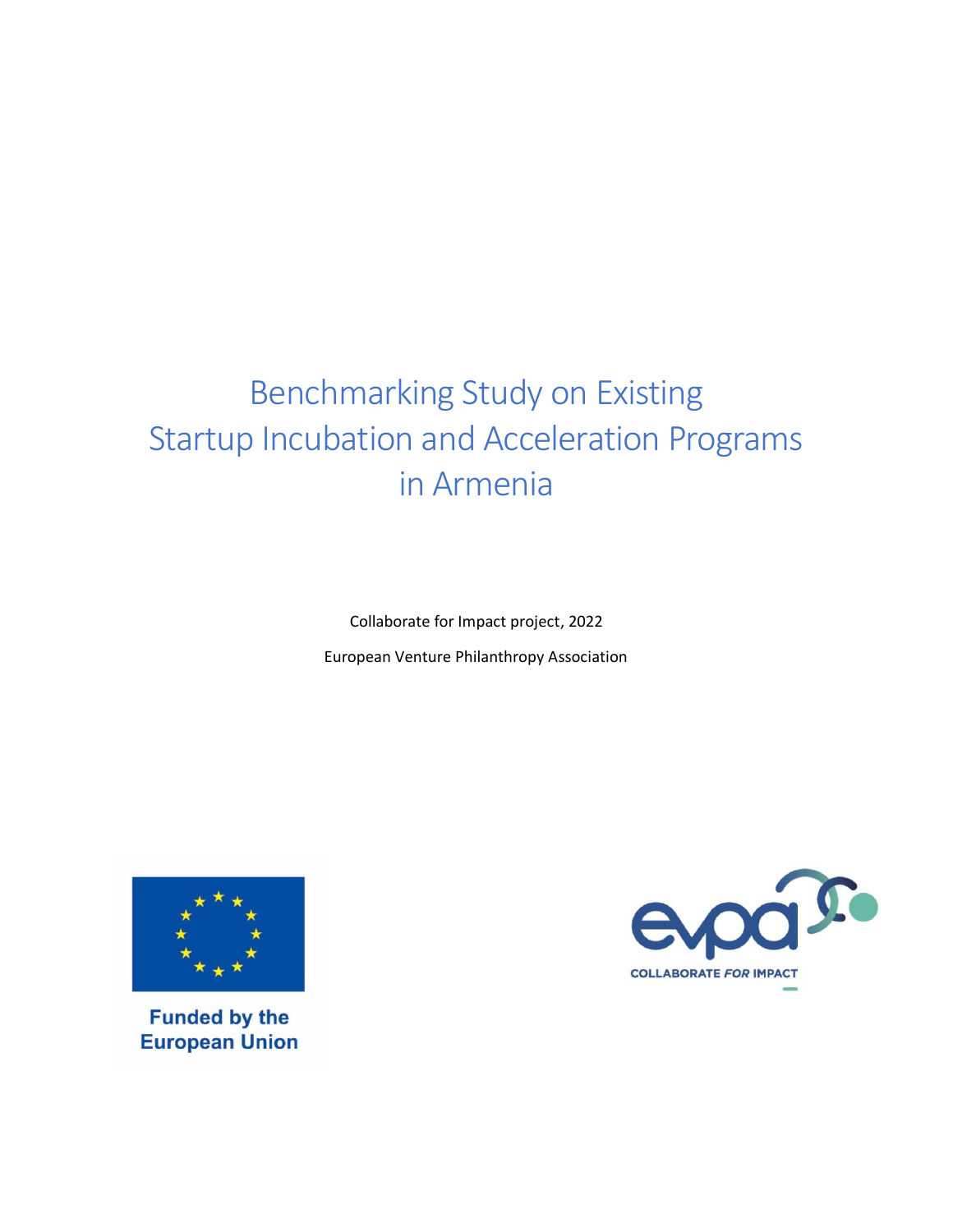# Benchmarking Study on Existing Startup Incubation and Acceleration Programs in Armenia

Collaborate for Impact project, 2022

European Venture Philanthropy Association

Funded by the European Union

COLLABORATE FOR IMPACT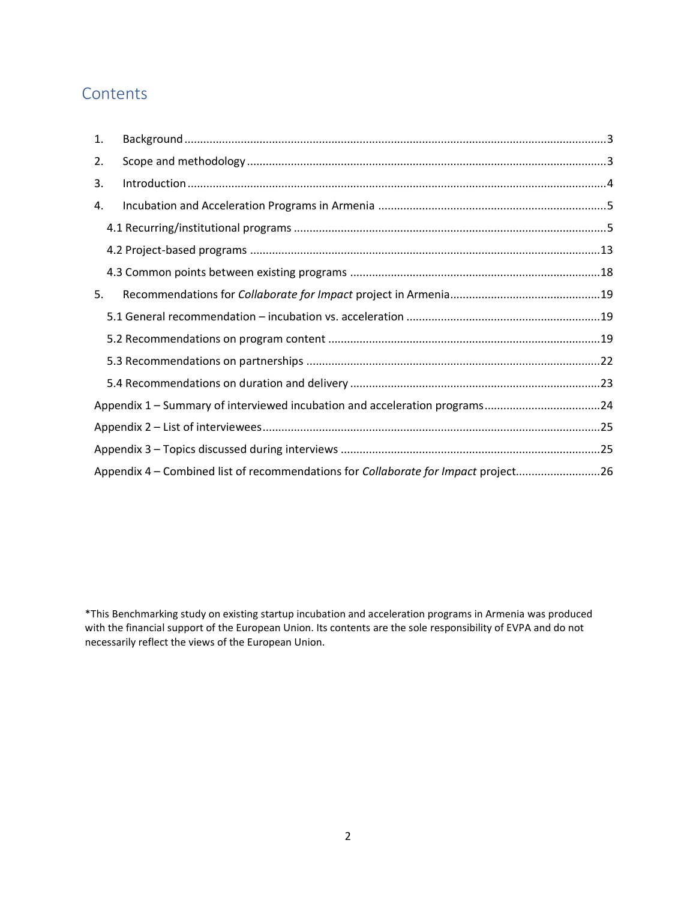## Contents

1. Background ....................................................................................................................................3
2. Scope and methodology ................................................................................................................3
3. Introduction ...................................................................................................................................4
4. Incubation and Acceleration Programs in Armenia .......................................................................5
   - 4.1 Recurring/institutional programs ..................................................................................................5
   - 4.2 Project-based programs .............................................................................................................13
   - 4.3 Common points between existing programs ..............................................................................18
5. Recommendations for *Collaborate for Impact* project in Armenia..............................................19
   - 5.1 General recommendation – incubation vs. acceleration ............................................................19
   - 5.2 Recommendations on program content .....................................................................................19
   - 5.3 Recommendations on partnerships ............................................................................................22
   - 5.4 Recommendations on duration and delivery ..............................................................................23

Appendix 1 – Summary of interviewed incubation and acceleration programs....................................24

Appendix 2 – List of interviewees..........................................................................................................25

Appendix 3 – Topics discussed during interviews .................................................................................25

Appendix 4 – Combined list of recommendations for *Collaborate for Impact* project..........................26

*This Benchmarking study on existing startup incubation and acceleration programs in Armenia was produced with the financial support of the European Union. Its contents are the sole responsibility of EVPA and do not necessarily reflect the views of the European Union.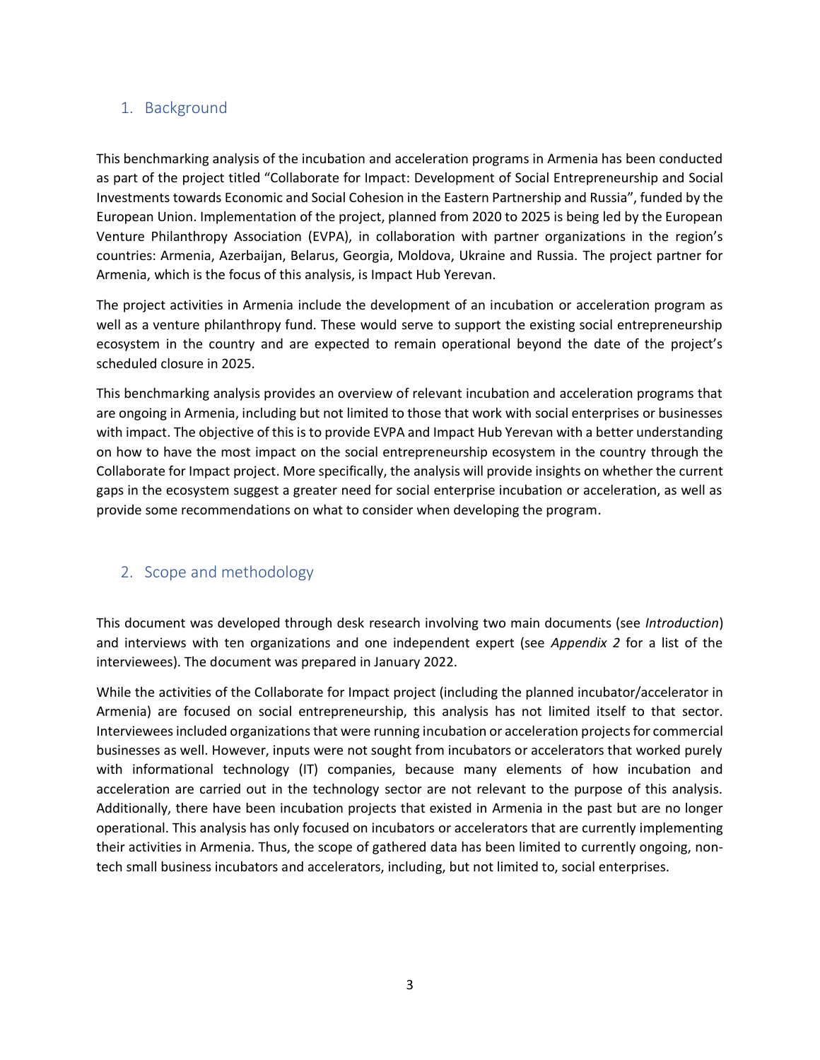## 1. Background

This benchmarking analysis of the incubation and acceleration programs in Armenia has been conducted as part of the project titled "Collaborate for Impact: Development of Social Entrepreneurship and Social Investments towards Economic and Social Cohesion in the Eastern Partnership and Russia", funded by the European Union. Implementation of the project, planned from 2020 to 2025 is being led by the European Venture Philanthropy Association (EVPA), in collaboration with partner organizations in the region's countries: Armenia, Azerbaijan, Belarus, Georgia, Moldova, Ukraine and Russia. The project partner for Armenia, which is the focus of this analysis, is Impact Hub Yerevan.

The project activities in Armenia include the development of an incubation or acceleration program as well as a venture philanthropy fund. These would serve to support the existing social entrepreneurship ecosystem in the country and are expected to remain operational beyond the date of the project's scheduled closure in 2025.

This benchmarking analysis provides an overview of relevant incubation and acceleration programs that are ongoing in Armenia, including but not limited to those that work with social enterprises or businesses with impact. The objective of this is to provide EVPA and Impact Hub Yerevan with a better understanding on how to have the most impact on the social entrepreneurship ecosystem in the country through the Collaborate for Impact project. More specifically, the analysis will provide insights on whether the current gaps in the ecosystem suggest a greater need for social enterprise incubation or acceleration, as well as provide some recommendations on what to consider when developing the program.

## 2. Scope and methodology

This document was developed through desk research involving two main documents (see *Introduction*) and interviews with ten organizations and one independent expert (see *Appendix 2* for a list of the interviewees). The document was prepared in January 2022.

While the activities of the Collaborate for Impact project (including the planned incubator/accelerator in Armenia) are focused on social entrepreneurship, this analysis has not limited itself to that sector. Interviewees included organizations that were running incubation or acceleration projects for commercial businesses as well. However, inputs were not sought from incubators or accelerators that worked purely with informational technology (IT) companies, because many elements of how incubation and acceleration are carried out in the technology sector are not relevant to the purpose of this analysis. Additionally, there have been incubation projects that existed in Armenia in the past but are no longer operational. This analysis has only focused on incubators or accelerators that are currently implementing their activities in Armenia. Thus, the scope of gathered data has been limited to currently ongoing, non-tech small business incubators and accelerators, including, but not limited to, social enterprises.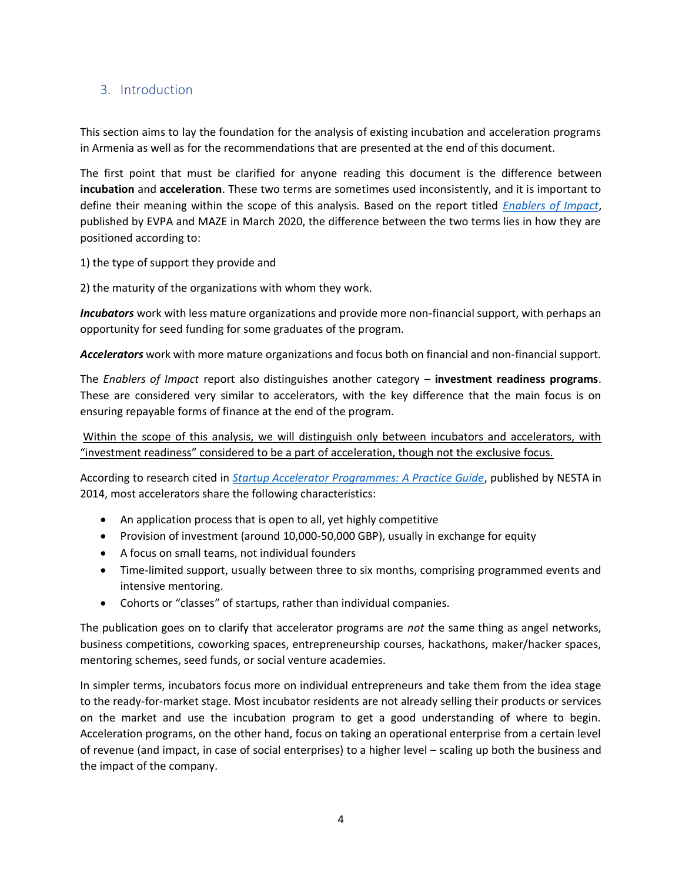## 3. Introduction

This section aims to lay the foundation for the analysis of existing incubation and acceleration programs in Armenia as well as for the recommendations that are presented at the end of this document.

The first point that must be clarified for anyone reading this document is the difference between **incubation** and **acceleration**. These two terms are sometimes used inconsistently, and it is important to define their meaning within the scope of this analysis. Based on the report titled *Enablers of Impact*, published by EVPA and MAZE in March 2020, the difference between the two terms lies in how they are positioned according to:

1) the type of support they provide and

2) the maturity of the organizations with whom they work.

***Incubators*** work with less mature organizations and provide more non-financial support, with perhaps an opportunity for seed funding for some graduates of the program.

***Accelerators*** work with more mature organizations and focus both on financial and non-financial support.

The *Enablers of Impact* report also distinguishes another category – **investment readiness programs**. These are considered very similar to accelerators, with the key difference that the main focus is on ensuring repayable forms of finance at the end of the program.

<u>Within the scope of this analysis, we will distinguish only between incubators and accelerators, with "investment readiness" considered to be a part of acceleration, though not the exclusive focus.</u>

According to research cited in *Startup Accelerator Programmes: A Practice Guide*, published by NESTA in 2014, most accelerators share the following characteristics:

- An application process that is open to all, yet highly competitive
- Provision of investment (around 10,000-50,000 GBP), usually in exchange for equity
- A focus on small teams, not individual founders
- Time-limited support, usually between three to six months, comprising programmed events and intensive mentoring.
- Cohorts or "classes" of startups, rather than individual companies.

The publication goes on to clarify that accelerator programs are *not* the same thing as angel networks, business competitions, coworking spaces, entrepreneurship courses, hackathons, maker/hacker spaces, mentoring schemes, seed funds, or social venture academies.

In simpler terms, incubators focus more on individual entrepreneurs and take them from the idea stage to the ready-for-market stage. Most incubator residents are not already selling their products or services on the market and use the incubation program to get a good understanding of where to begin. Acceleration programs, on the other hand, focus on taking an operational enterprise from a certain level of revenue (and impact, in case of social enterprises) to a higher level – scaling up both the business and the impact of the company.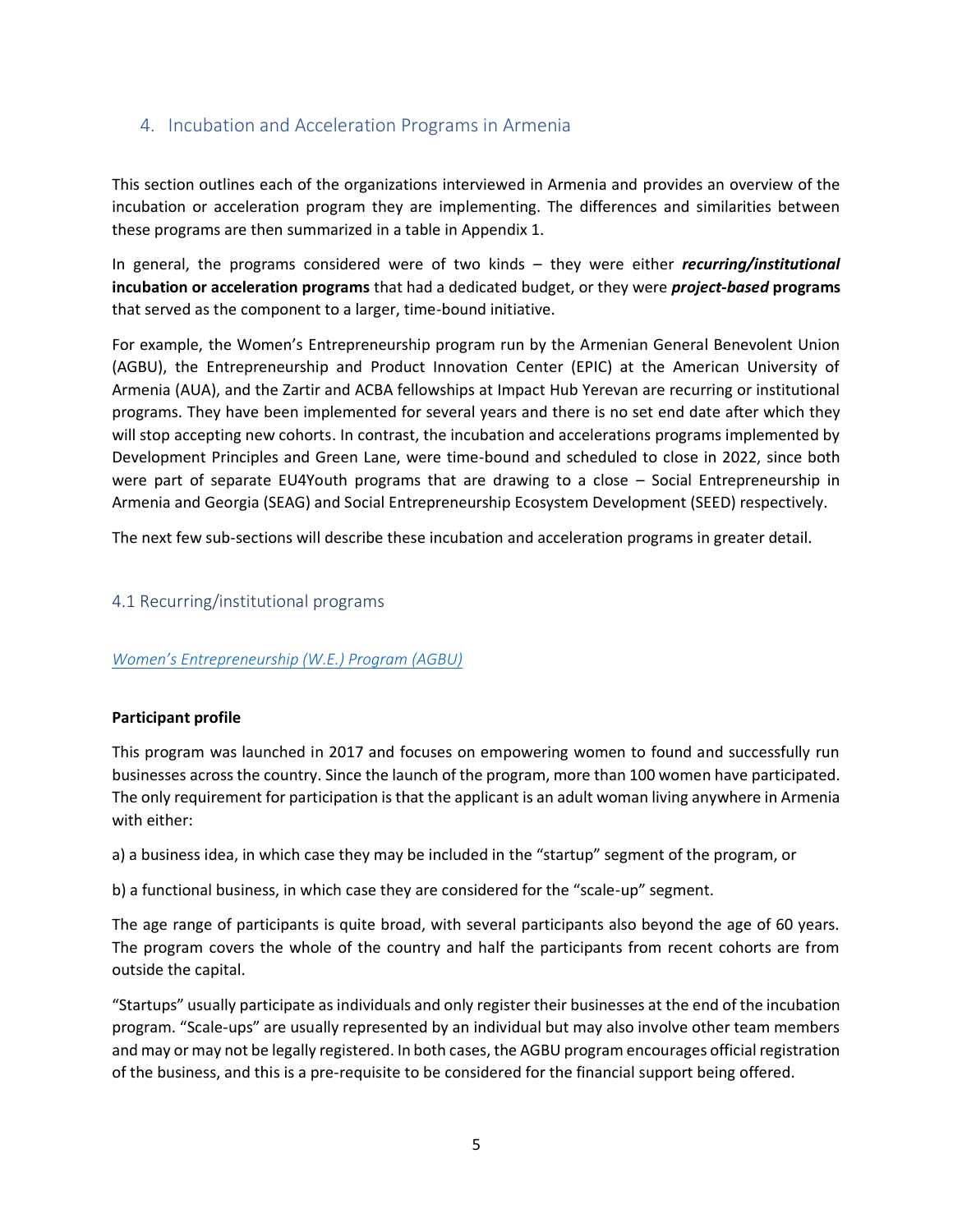## 4. Incubation and Acceleration Programs in Armenia

This section outlines each of the organizations interviewed in Armenia and provides an overview of the incubation or acceleration program they are implementing. The differences and similarities between these programs are then summarized in a table in Appendix 1.

In general, the programs considered were of two kinds – they were either ***recurring/institutional*** **incubation or acceleration programs** that had a dedicated budget, or they were ***project-based*** **programs** that served as the component to a larger, time-bound initiative.

For example, the Women's Entrepreneurship program run by the Armenian General Benevolent Union (AGBU), the Entrepreneurship and Product Innovation Center (EPIC) at the American University of Armenia (AUA), and the Zartir and ACBA fellowships at Impact Hub Yerevan are recurring or institutional programs. They have been implemented for several years and there is no set end date after which they will stop accepting new cohorts. In contrast, the incubation and accelerations programs implemented by Development Principles and Green Lane, were time-bound and scheduled to close in 2022, since both were part of separate EU4Youth programs that are drawing to a close – Social Entrepreneurship in Armenia and Georgia (SEAG) and Social Entrepreneurship Ecosystem Development (SEED) respectively.

The next few sub-sections will describe these incubation and acceleration programs in greater detail.

### 4.1 Recurring/institutional programs

*Women's Entrepreneurship (W.E.) Program (AGBU)*

**Participant profile**

This program was launched in 2017 and focuses on empowering women to found and successfully run businesses across the country. Since the launch of the program, more than 100 women have participated. The only requirement for participation is that the applicant is an adult woman living anywhere in Armenia with either:

a) a business idea, in which case they may be included in the "startup" segment of the program, or

b) a functional business, in which case they are considered for the "scale-up" segment.

The age range of participants is quite broad, with several participants also beyond the age of 60 years. The program covers the whole of the country and half the participants from recent cohorts are from outside the capital.

"Startups" usually participate as individuals and only register their businesses at the end of the incubation program. "Scale-ups" are usually represented by an individual but may also involve other team members and may or may not be legally registered. In both cases, the AGBU program encourages official registration of the business, and this is a pre-requisite to be considered for the financial support being offered.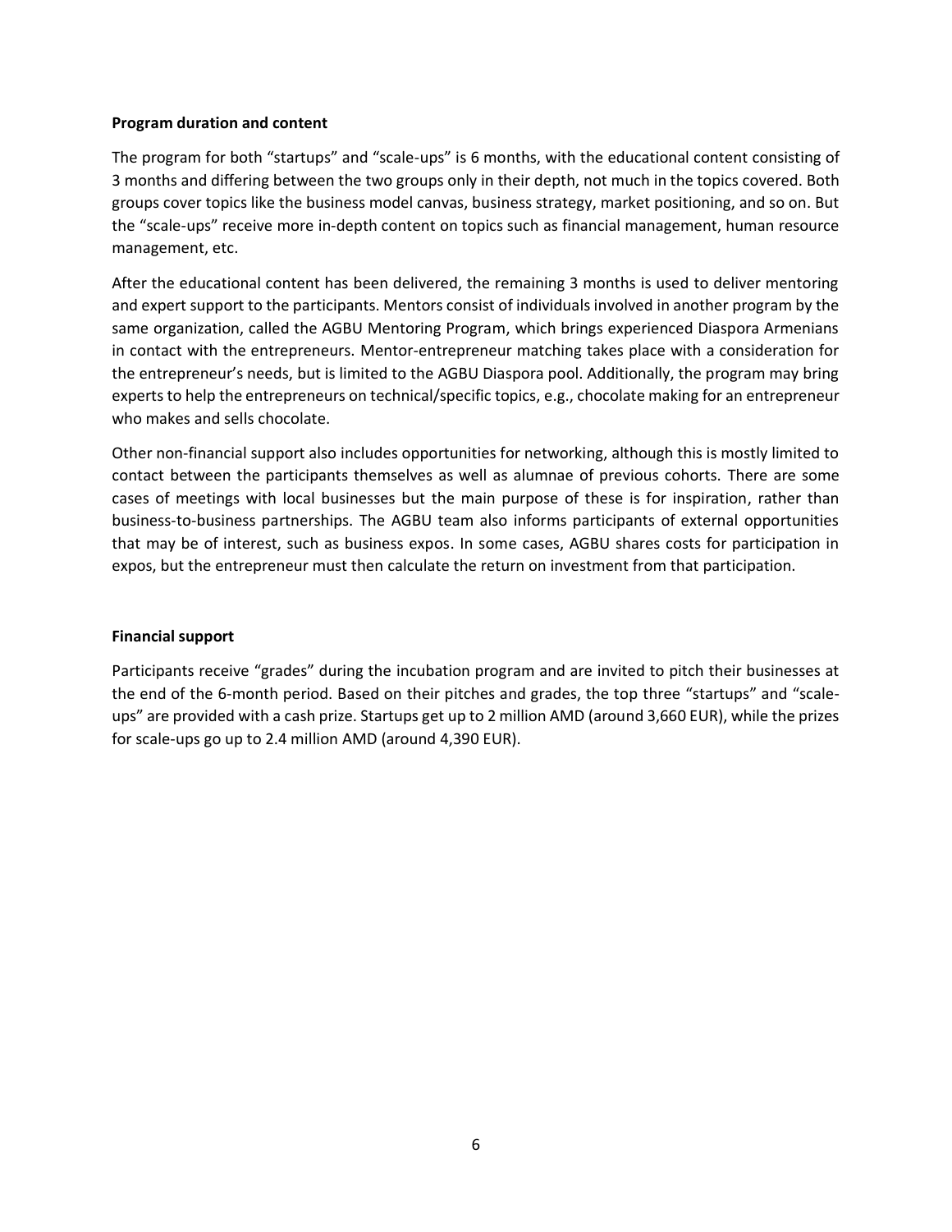**Program duration and content**

The program for both "startups" and "scale-ups" is 6 months, with the educational content consisting of 3 months and differing between the two groups only in their depth, not much in the topics covered. Both groups cover topics like the business model canvas, business strategy, market positioning, and so on. But the "scale-ups" receive more in-depth content on topics such as financial management, human resource management, etc.

After the educational content has been delivered, the remaining 3 months is used to deliver mentoring and expert support to the participants. Mentors consist of individuals involved in another program by the same organization, called the AGBU Mentoring Program, which brings experienced Diaspora Armenians in contact with the entrepreneurs. Mentor-entrepreneur matching takes place with a consideration for the entrepreneur's needs, but is limited to the AGBU Diaspora pool. Additionally, the program may bring experts to help the entrepreneurs on technical/specific topics, e.g., chocolate making for an entrepreneur who makes and sells chocolate.

Other non-financial support also includes opportunities for networking, although this is mostly limited to contact between the participants themselves as well as alumnae of previous cohorts. There are some cases of meetings with local businesses but the main purpose of these is for inspiration, rather than business-to-business partnerships. The AGBU team also informs participants of external opportunities that may be of interest, such as business expos. In some cases, AGBU shares costs for participation in expos, but the entrepreneur must then calculate the return on investment from that participation.

**Financial support**

Participants receive "grades" during the incubation program and are invited to pitch their businesses at the end of the 6-month period. Based on their pitches and grades, the top three "startups" and "scale-ups" are provided with a cash prize. Startups get up to 2 million AMD (around 3,660 EUR), while the prizes for scale-ups go up to 2.4 million AMD (around 4,390 EUR).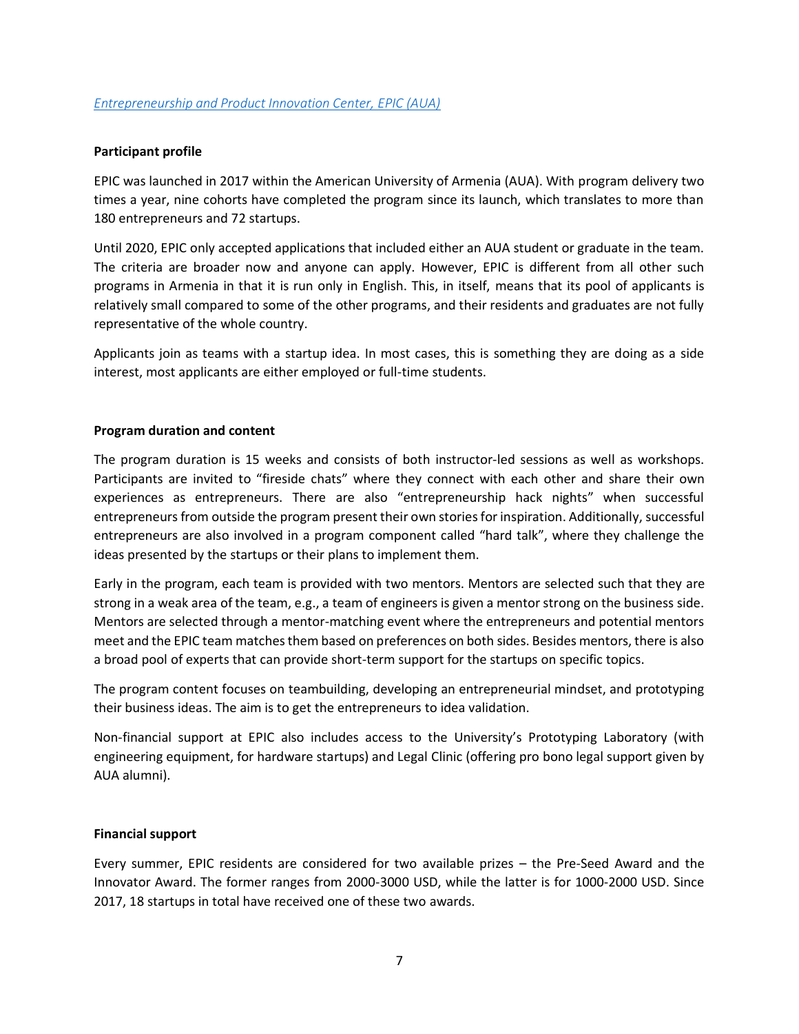*[Entrepreneurship and Product Innovation Center, EPIC (AUA)]*

**Participant profile**

EPIC was launched in 2017 within the American University of Armenia (AUA). With program delivery two times a year, nine cohorts have completed the program since its launch, which translates to more than 180 entrepreneurs and 72 startups.

Until 2020, EPIC only accepted applications that included either an AUA student or graduate in the team. The criteria are broader now and anyone can apply. However, EPIC is different from all other such programs in Armenia in that it is run only in English. This, in itself, means that its pool of applicants is relatively small compared to some of the other programs, and their residents and graduates are not fully representative of the whole country.

Applicants join as teams with a startup idea. In most cases, this is something they are doing as a side interest, most applicants are either employed or full-time students.

**Program duration and content**

The program duration is 15 weeks and consists of both instructor-led sessions as well as workshops. Participants are invited to "fireside chats" where they connect with each other and share their own experiences as entrepreneurs. There are also "entrepreneurship hack nights" when successful entrepreneurs from outside the program present their own stories for inspiration. Additionally, successful entrepreneurs are also involved in a program component called "hard talk", where they challenge the ideas presented by the startups or their plans to implement them.

Early in the program, each team is provided with two mentors. Mentors are selected such that they are strong in a weak area of the team, e.g., a team of engineers is given a mentor strong on the business side. Mentors are selected through a mentor-matching event where the entrepreneurs and potential mentors meet and the EPIC team matches them based on preferences on both sides. Besides mentors, there is also a broad pool of experts that can provide short-term support for the startups on specific topics.

The program content focuses on teambuilding, developing an entrepreneurial mindset, and prototyping their business ideas. The aim is to get the entrepreneurs to idea validation.

Non-financial support at EPIC also includes access to the University's Prototyping Laboratory (with engineering equipment, for hardware startups) and Legal Clinic (offering pro bono legal support given by AUA alumni).

**Financial support**

Every summer, EPIC residents are considered for two available prizes – the Pre-Seed Award and the Innovator Award. The former ranges from 2000-3000 USD, while the latter is for 1000-2000 USD. Since 2017, 18 startups in total have received one of these two awards.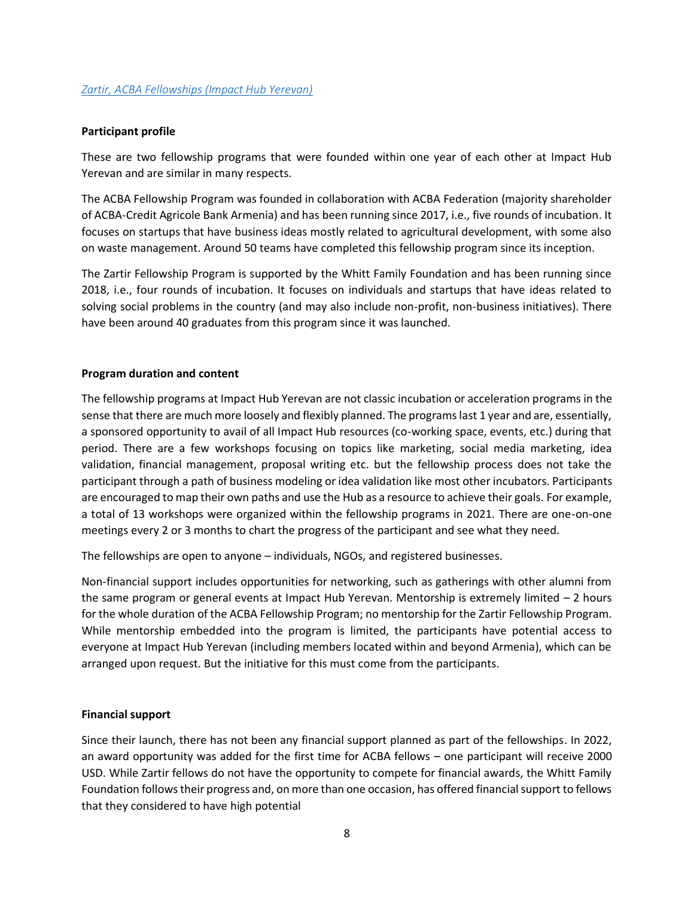*Zartir, ACBA Fellowships (Impact Hub Yerevan)*

**Participant profile**

These are two fellowship programs that were founded within one year of each other at Impact Hub Yerevan and are similar in many respects.

The ACBA Fellowship Program was founded in collaboration with ACBA Federation (majority shareholder of ACBA-Credit Agricole Bank Armenia) and has been running since 2017, i.e., five rounds of incubation. It focuses on startups that have business ideas mostly related to agricultural development, with some also on waste management. Around 50 teams have completed this fellowship program since its inception.

The Zartir Fellowship Program is supported by the Whitt Family Foundation and has been running since 2018, i.e., four rounds of incubation. It focuses on individuals and startups that have ideas related to solving social problems in the country (and may also include non-profit, non-business initiatives). There have been around 40 graduates from this program since it was launched.

**Program duration and content**

The fellowship programs at Impact Hub Yerevan are not classic incubation or acceleration programs in the sense that there are much more loosely and flexibly planned. The programs last 1 year and are, essentially, a sponsored opportunity to avail of all Impact Hub resources (co-working space, events, etc.) during that period. There are a few workshops focusing on topics like marketing, social media marketing, idea validation, financial management, proposal writing etc. but the fellowship process does not take the participant through a path of business modeling or idea validation like most other incubators. Participants are encouraged to map their own paths and use the Hub as a resource to achieve their goals. For example, a total of 13 workshops were organized within the fellowship programs in 2021. There are one-on-one meetings every 2 or 3 months to chart the progress of the participant and see what they need.

The fellowships are open to anyone – individuals, NGOs, and registered businesses.

Non-financial support includes opportunities for networking, such as gatherings with other alumni from the same program or general events at Impact Hub Yerevan. Mentorship is extremely limited – 2 hours for the whole duration of the ACBA Fellowship Program; no mentorship for the Zartir Fellowship Program. While mentorship embedded into the program is limited, the participants have potential access to everyone at Impact Hub Yerevan (including members located within and beyond Armenia), which can be arranged upon request. But the initiative for this must come from the participants.

**Financial support**

Since their launch, there has not been any financial support planned as part of the fellowships. In 2022, an award opportunity was added for the first time for ACBA fellows – one participant will receive 2000 USD. While Zartir fellows do not have the opportunity to compete for financial awards, the Whitt Family Foundation follows their progress and, on more than one occasion, has offered financial support to fellows that they considered to have high potential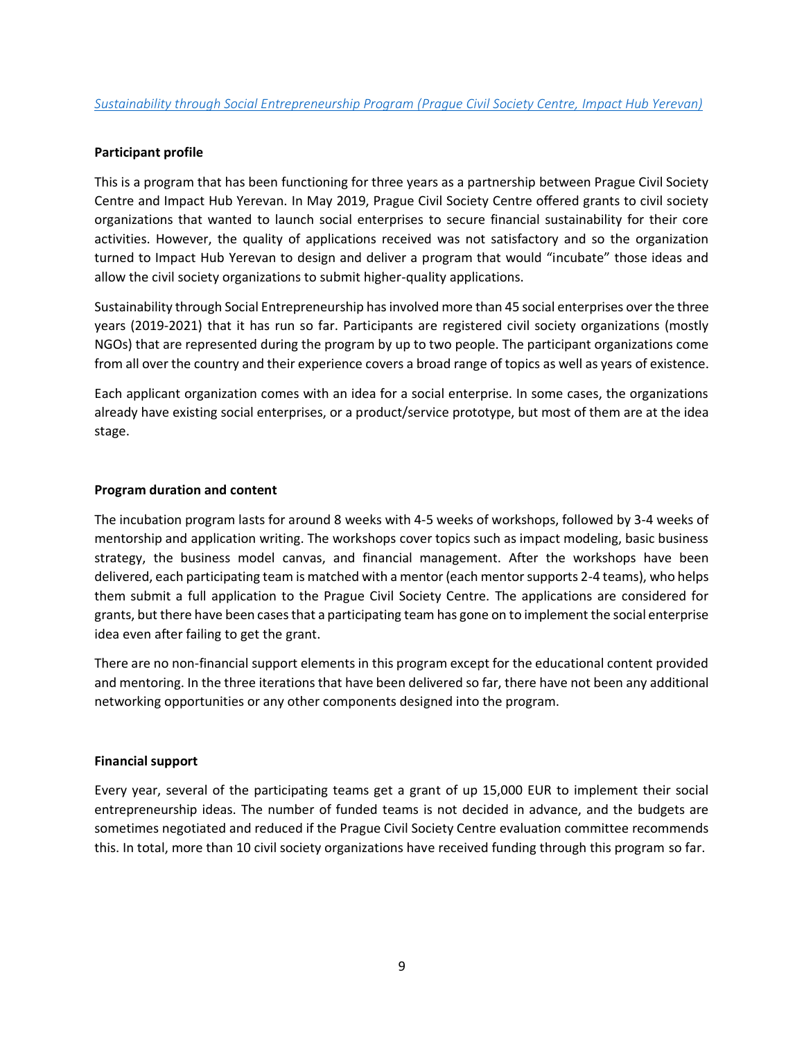*Sustainability through Social Entrepreneurship Program (Prague Civil Society Centre, Impact Hub Yerevan)*

**Participant profile**

This is a program that has been functioning for three years as a partnership between Prague Civil Society Centre and Impact Hub Yerevan. In May 2019, Prague Civil Society Centre offered grants to civil society organizations that wanted to launch social enterprises to secure financial sustainability for their core activities. However, the quality of applications received was not satisfactory and so the organization turned to Impact Hub Yerevan to design and deliver a program that would "incubate" those ideas and allow the civil society organizations to submit higher-quality applications.

Sustainability through Social Entrepreneurship has involved more than 45 social enterprises over the three years (2019-2021) that it has run so far. Participants are registered civil society organizations (mostly NGOs) that are represented during the program by up to two people. The participant organizations come from all over the country and their experience covers a broad range of topics as well as years of existence.

Each applicant organization comes with an idea for a social enterprise. In some cases, the organizations already have existing social enterprises, or a product/service prototype, but most of them are at the idea stage.

**Program duration and content**

The incubation program lasts for around 8 weeks with 4-5 weeks of workshops, followed by 3-4 weeks of mentorship and application writing. The workshops cover topics such as impact modeling, basic business strategy, the business model canvas, and financial management. After the workshops have been delivered, each participating team is matched with a mentor (each mentor supports 2-4 teams), who helps them submit a full application to the Prague Civil Society Centre. The applications are considered for grants, but there have been cases that a participating team has gone on to implement the social enterprise idea even after failing to get the grant.

There are no non-financial support elements in this program except for the educational content provided and mentoring. In the three iterations that have been delivered so far, there have not been any additional networking opportunities or any other components designed into the program.

**Financial support**

Every year, several of the participating teams get a grant of up 15,000 EUR to implement their social entrepreneurship ideas. The number of funded teams is not decided in advance, and the budgets are sometimes negotiated and reduced if the Prague Civil Society Centre evaluation committee recommends this. In total, more than 10 civil society organizations have received funding through this program so far.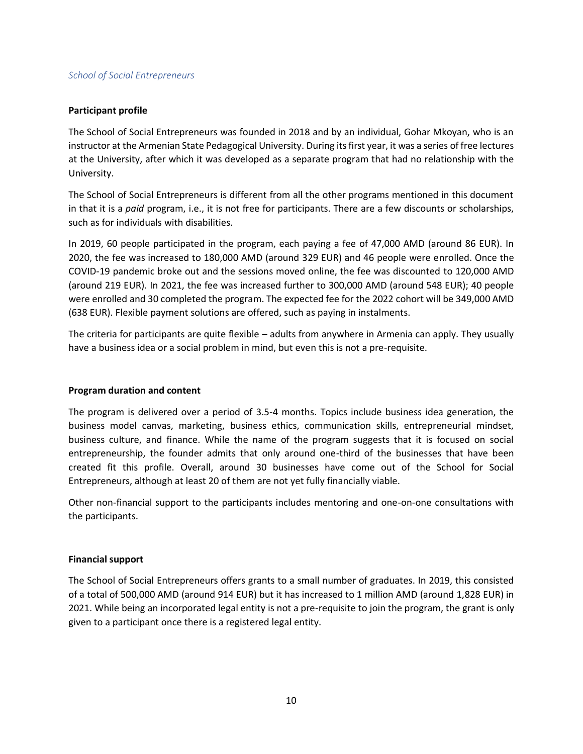*School of Social Entrepreneurs*

**Participant profile**

The School of Social Entrepreneurs was founded in 2018 and by an individual, Gohar Mkoyan, who is an instructor at the Armenian State Pedagogical University. During its first year, it was a series of free lectures at the University, after which it was developed as a separate program that had no relationship with the University.

The School of Social Entrepreneurs is different from all the other programs mentioned in this document in that it is a *paid* program, i.e., it is not free for participants. There are a few discounts or scholarships, such as for individuals with disabilities.

In 2019, 60 people participated in the program, each paying a fee of 47,000 AMD (around 86 EUR). In 2020, the fee was increased to 180,000 AMD (around 329 EUR) and 46 people were enrolled. Once the COVID-19 pandemic broke out and the sessions moved online, the fee was discounted to 120,000 AMD (around 219 EUR). In 2021, the fee was increased further to 300,000 AMD (around 548 EUR); 40 people were enrolled and 30 completed the program. The expected fee for the 2022 cohort will be 349,000 AMD (638 EUR). Flexible payment solutions are offered, such as paying in instalments.

The criteria for participants are quite flexible – adults from anywhere in Armenia can apply. They usually have a business idea or a social problem in mind, but even this is not a pre-requisite.

**Program duration and content**

The program is delivered over a period of 3.5-4 months. Topics include business idea generation, the business model canvas, marketing, business ethics, communication skills, entrepreneurial mindset, business culture, and finance. While the name of the program suggests that it is focused on social entrepreneurship, the founder admits that only around one-third of the businesses that have been created fit this profile. Overall, around 30 businesses have come out of the School for Social Entrepreneurs, although at least 20 of them are not yet fully financially viable.

Other non-financial support to the participants includes mentoring and one-on-one consultations with the participants.

**Financial support**

The School of Social Entrepreneurs offers grants to a small number of graduates. In 2019, this consisted of a total of 500,000 AMD (around 914 EUR) but it has increased to 1 million AMD (around 1,828 EUR) in 2021. While being an incorporated legal entity is not a pre-requisite to join the program, the grant is only given to a participant once there is a registered legal entity.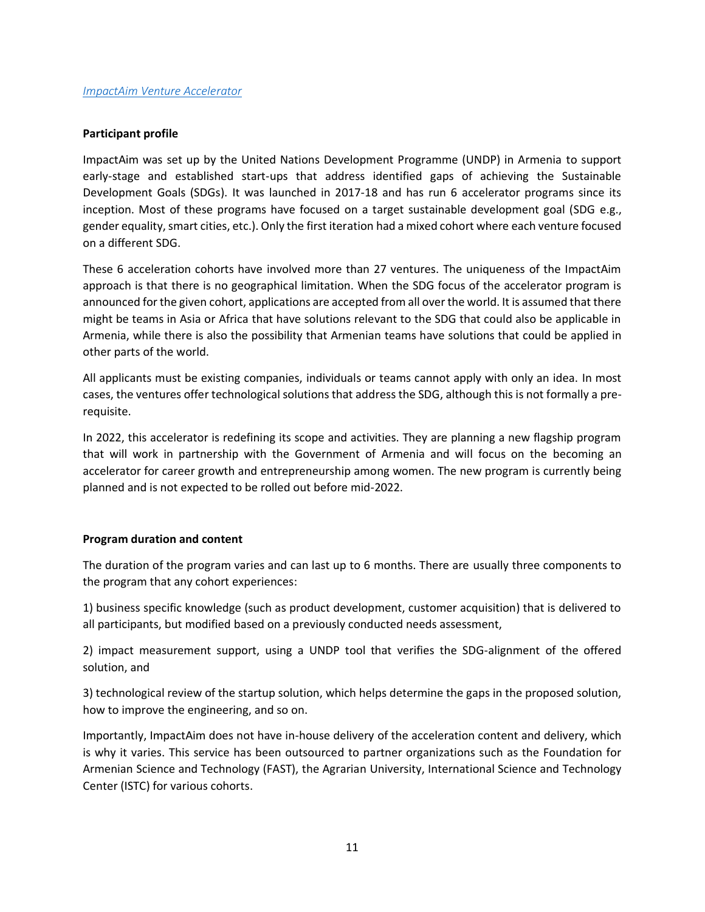*ImpactAim Venture Accelerator*

**Participant profile**

ImpactAim was set up by the United Nations Development Programme (UNDP) in Armenia to support early-stage and established start-ups that address identified gaps of achieving the Sustainable Development Goals (SDGs). It was launched in 2017-18 and has run 6 accelerator programs since its inception. Most of these programs have focused on a target sustainable development goal (SDG e.g., gender equality, smart cities, etc.). Only the first iteration had a mixed cohort where each venture focused on a different SDG.

These 6 acceleration cohorts have involved more than 27 ventures. The uniqueness of the ImpactAim approach is that there is no geographical limitation. When the SDG focus of the accelerator program is announced for the given cohort, applications are accepted from all over the world. It is assumed that there might be teams in Asia or Africa that have solutions relevant to the SDG that could also be applicable in Armenia, while there is also the possibility that Armenian teams have solutions that could be applied in other parts of the world.

All applicants must be existing companies, individuals or teams cannot apply with only an idea. In most cases, the ventures offer technological solutions that address the SDG, although this is not formally a pre-requisite.

In 2022, this accelerator is redefining its scope and activities. They are planning a new flagship program that will work in partnership with the Government of Armenia and will focus on the becoming an accelerator for career growth and entrepreneurship among women. The new program is currently being planned and is not expected to be rolled out before mid-2022.

**Program duration and content**

The duration of the program varies and can last up to 6 months. There are usually three components to the program that any cohort experiences:

1) business specific knowledge (such as product development, customer acquisition) that is delivered to all participants, but modified based on a previously conducted needs assessment,

2) impact measurement support, using a UNDP tool that verifies the SDG-alignment of the offered solution, and

3) technological review of the startup solution, which helps determine the gaps in the proposed solution, how to improve the engineering, and so on.

Importantly, ImpactAim does not have in-house delivery of the acceleration content and delivery, which is why it varies. This service has been outsourced to partner organizations such as the Foundation for Armenian Science and Technology (FAST), the Agrarian University, International Science and Technology Center (ISTC) for various cohorts.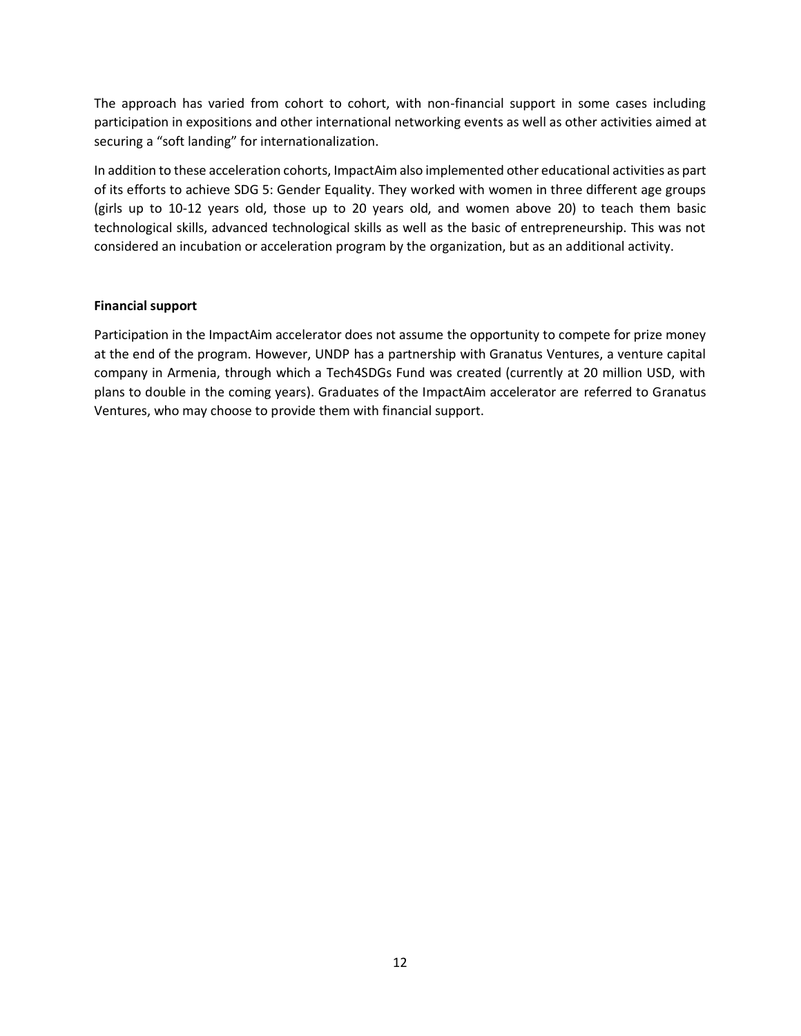The approach has varied from cohort to cohort, with non-financial support in some cases including participation in expositions and other international networking events as well as other activities aimed at securing a “soft landing” for internationalization.

In addition to these acceleration cohorts, ImpactAim also implemented other educational activities as part of its efforts to achieve SDG 5: Gender Equality. They worked with women in three different age groups (girls up to 10-12 years old, those up to 20 years old, and women above 20) to teach them basic technological skills, advanced technological skills as well as the basic of entrepreneurship. This was not considered an incubation or acceleration program by the organization, but as an additional activity.

**Financial support**

Participation in the ImpactAim accelerator does not assume the opportunity to compete for prize money at the end of the program. However, UNDP has a partnership with Granatus Ventures, a venture capital company in Armenia, through which a Tech4SDGs Fund was created (currently at 20 million USD, with plans to double in the coming years). Graduates of the ImpactAim accelerator are referred to Granatus Ventures, who may choose to provide them with financial support.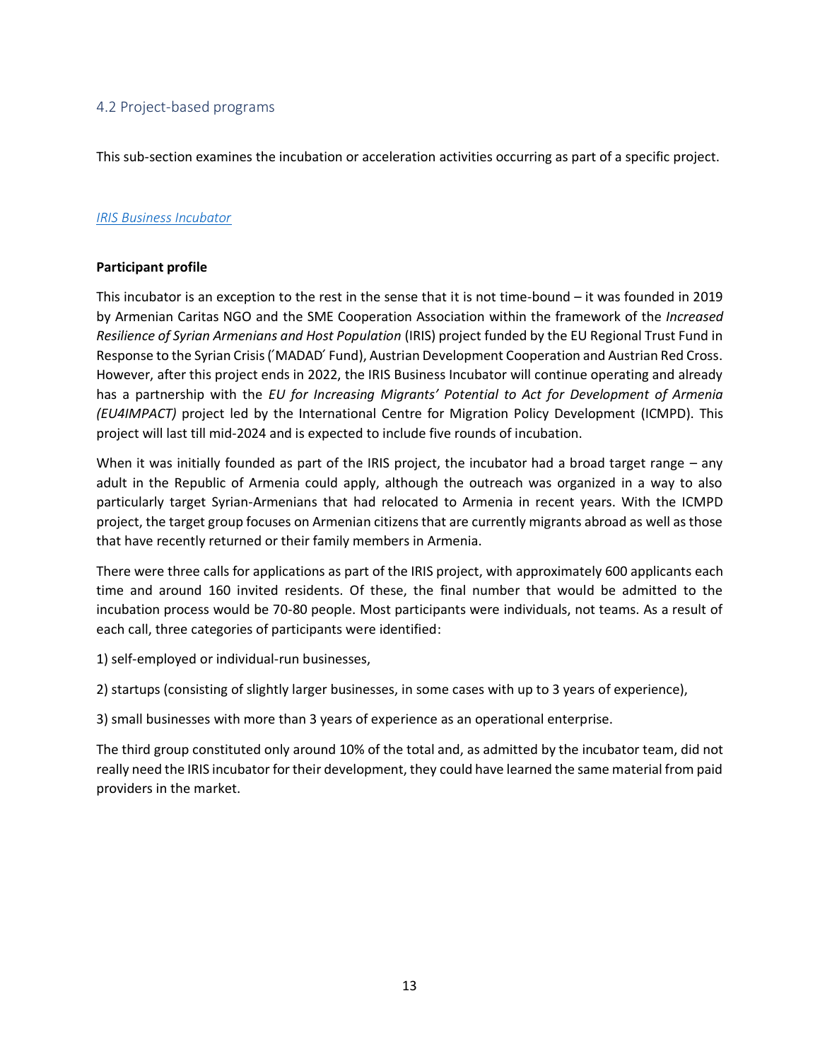## 4.2 Project-based programs

This sub-section examines the incubation or acceleration activities occurring as part of a specific project.

### *IRIS Business Incubator*

**Participant profile**

This incubator is an exception to the rest in the sense that it is not time-bound – it was founded in 2019 by Armenian Caritas NGO and the SME Cooperation Association within the framework of the *Increased Resilience of Syrian Armenians and Host Population* (IRIS) project funded by the EU Regional Trust Fund in Response to the Syrian Crisis (´MADAD´ Fund), Austrian Development Cooperation and Austrian Red Cross. However, after this project ends in 2022, the IRIS Business Incubator will continue operating and already has a partnership with the *EU for Increasing Migrants' Potential to Act for Development of Armenia (EU4IMPACT)* project led by the International Centre for Migration Policy Development (ICMPD). This project will last till mid-2024 and is expected to include five rounds of incubation.

When it was initially founded as part of the IRIS project, the incubator had a broad target range – any adult in the Republic of Armenia could apply, although the outreach was organized in a way to also particularly target Syrian-Armenians that had relocated to Armenia in recent years. With the ICMPD project, the target group focuses on Armenian citizens that are currently migrants abroad as well as those that have recently returned or their family members in Armenia.

There were three calls for applications as part of the IRIS project, with approximately 600 applicants each time and around 160 invited residents. Of these, the final number that would be admitted to the incubation process would be 70-80 people. Most participants were individuals, not teams. As a result of each call, three categories of participants were identified:

1) self-employed or individual-run businesses,

2) startups (consisting of slightly larger businesses, in some cases with up to 3 years of experience),

3) small businesses with more than 3 years of experience as an operational enterprise.

The third group constituted only around 10% of the total and, as admitted by the incubator team, did not really need the IRIS incubator for their development, they could have learned the same material from paid providers in the market.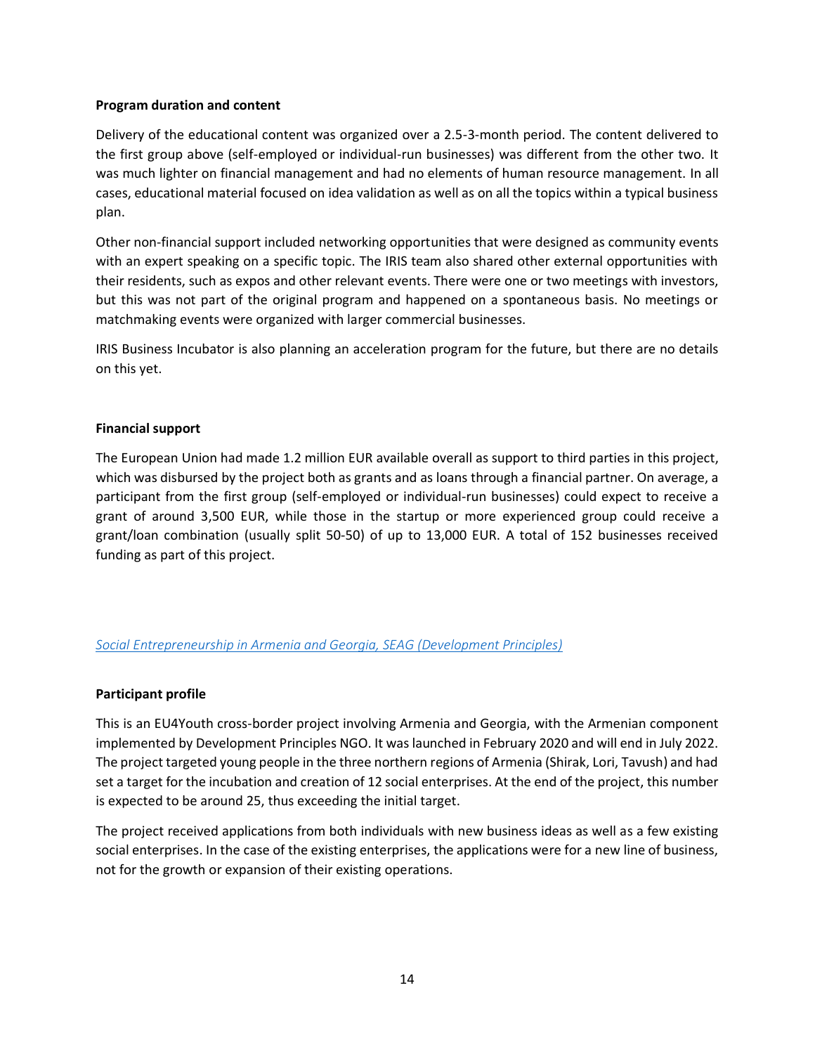**Program duration and content**

Delivery of the educational content was organized over a 2.5-3-month period. The content delivered to the first group above (self-employed or individual-run businesses) was different from the other two. It was much lighter on financial management and had no elements of human resource management. In all cases, educational material focused on idea validation as well as on all the topics within a typical business plan.

Other non-financial support included networking opportunities that were designed as community events with an expert speaking on a specific topic. The IRIS team also shared other external opportunities with their residents, such as expos and other relevant events. There were one or two meetings with investors, but this was not part of the original program and happened on a spontaneous basis. No meetings or matchmaking events were organized with larger commercial businesses.

IRIS Business Incubator is also planning an acceleration program for the future, but there are no details on this yet.

**Financial support**

The European Union had made 1.2 million EUR available overall as support to third parties in this project, which was disbursed by the project both as grants and as loans through a financial partner. On average, a participant from the first group (self-employed or individual-run businesses) could expect to receive a grant of around 3,500 EUR, while those in the startup or more experienced group could receive a grant/loan combination (usually split 50-50) of up to 13,000 EUR. A total of 152 businesses received funding as part of this project.

*Social Entrepreneurship in Armenia and Georgia, SEAG (Development Principles)*

**Participant profile**

This is an EU4Youth cross-border project involving Armenia and Georgia, with the Armenian component implemented by Development Principles NGO. It was launched in February 2020 and will end in July 2022. The project targeted young people in the three northern regions of Armenia (Shirak, Lori, Tavush) and had set a target for the incubation and creation of 12 social enterprises. At the end of the project, this number is expected to be around 25, thus exceeding the initial target.

The project received applications from both individuals with new business ideas as well as a few existing social enterprises. In the case of the existing enterprises, the applications were for a new line of business, not for the growth or expansion of their existing operations.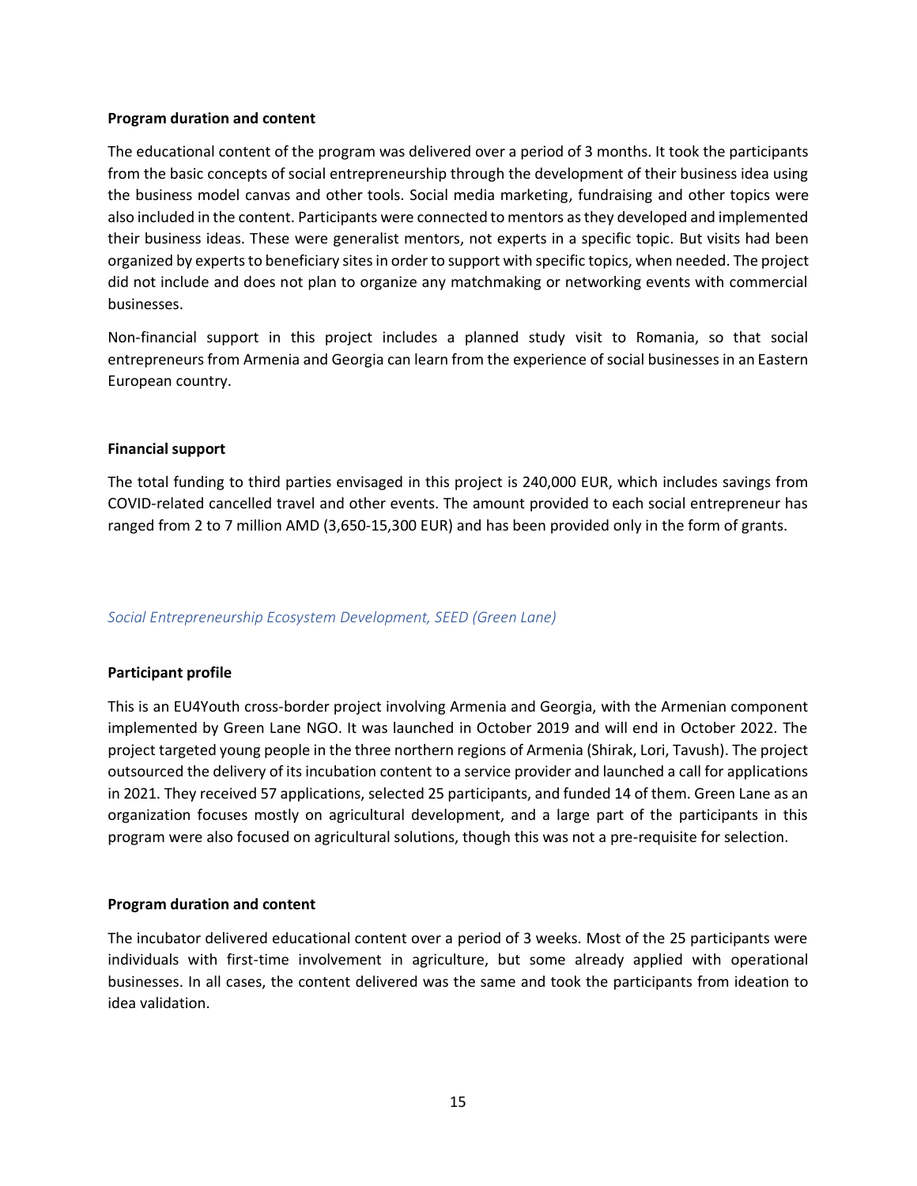**Program duration and content**

The educational content of the program was delivered over a period of 3 months. It took the participants from the basic concepts of social entrepreneurship through the development of their business idea using the business model canvas and other tools. Social media marketing, fundraising and other topics were also included in the content. Participants were connected to mentors as they developed and implemented their business ideas. These were generalist mentors, not experts in a specific topic. But visits had been organized by experts to beneficiary sites in order to support with specific topics, when needed. The project did not include and does not plan to organize any matchmaking or networking events with commercial businesses.

Non-financial support in this project includes a planned study visit to Romania, so that social entrepreneurs from Armenia and Georgia can learn from the experience of social businesses in an Eastern European country.

**Financial support**

The total funding to third parties envisaged in this project is 240,000 EUR, which includes savings from COVID-related cancelled travel and other events. The amount provided to each social entrepreneur has ranged from 2 to 7 million AMD (3,650-15,300 EUR) and has been provided only in the form of grants.

### *Social Entrepreneurship Ecosystem Development, SEED (Green Lane)*

**Participant profile**

This is an EU4Youth cross-border project involving Armenia and Georgia, with the Armenian component implemented by Green Lane NGO. It was launched in October 2019 and will end in October 2022. The project targeted young people in the three northern regions of Armenia (Shirak, Lori, Tavush). The project outsourced the delivery of its incubation content to a service provider and launched a call for applications in 2021. They received 57 applications, selected 25 participants, and funded 14 of them. Green Lane as an organization focuses mostly on agricultural development, and a large part of the participants in this program were also focused on agricultural solutions, though this was not a pre-requisite for selection.

**Program duration and content**

The incubator delivered educational content over a period of 3 weeks. Most of the 25 participants were individuals with first-time involvement in agriculture, but some already applied with operational businesses. In all cases, the content delivered was the same and took the participants from ideation to idea validation.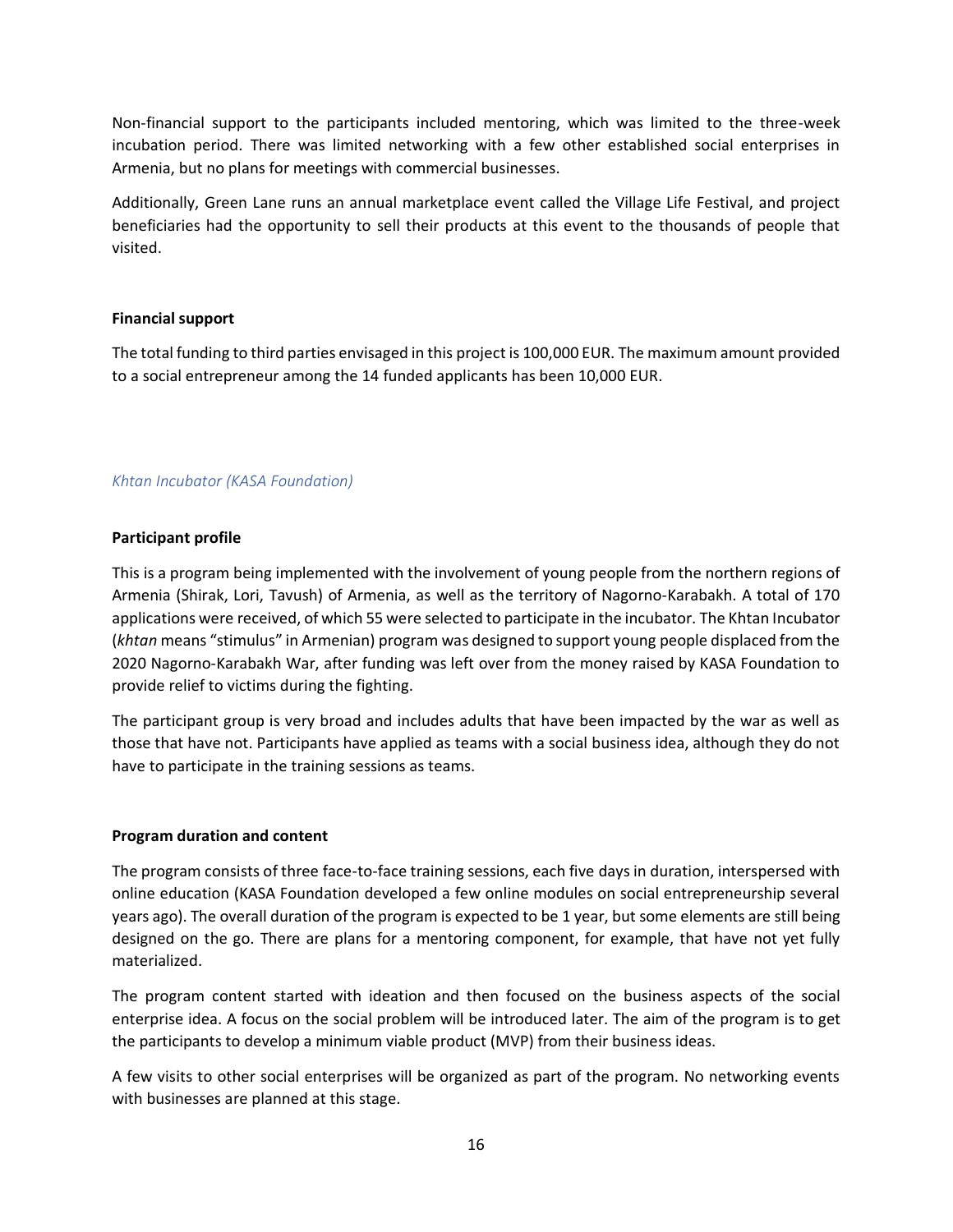Non-financial support to the participants included mentoring, which was limited to the three-week incubation period. There was limited networking with a few other established social enterprises in Armenia, but no plans for meetings with commercial businesses.

Additionally, Green Lane runs an annual marketplace event called the Village Life Festival, and project beneficiaries had the opportunity to sell their products at this event to the thousands of people that visited.

**Financial support**

The total funding to third parties envisaged in this project is 100,000 EUR. The maximum amount provided to a social entrepreneur among the 14 funded applicants has been 10,000 EUR.

### *Khtan Incubator (KASA Foundation)*

**Participant profile**

This is a program being implemented with the involvement of young people from the northern regions of Armenia (Shirak, Lori, Tavush) of Armenia, as well as the territory of Nagorno-Karabakh. A total of 170 applications were received, of which 55 were selected to participate in the incubator. The Khtan Incubator (*khtan* means "stimulus" in Armenian) program was designed to support young people displaced from the 2020 Nagorno-Karabakh War, after funding was left over from the money raised by KASA Foundation to provide relief to victims during the fighting.

The participant group is very broad and includes adults that have been impacted by the war as well as those that have not. Participants have applied as teams with a social business idea, although they do not have to participate in the training sessions as teams.

**Program duration and content**

The program consists of three face-to-face training sessions, each five days in duration, interspersed with online education (KASA Foundation developed a few online modules on social entrepreneurship several years ago). The overall duration of the program is expected to be 1 year, but some elements are still being designed on the go. There are plans for a mentoring component, for example, that have not yet fully materialized.

The program content started with ideation and then focused on the business aspects of the social enterprise idea. A focus on the social problem will be introduced later. The aim of the program is to get the participants to develop a minimum viable product (MVP) from their business ideas.

A few visits to other social enterprises will be organized as part of the program. No networking events with businesses are planned at this stage.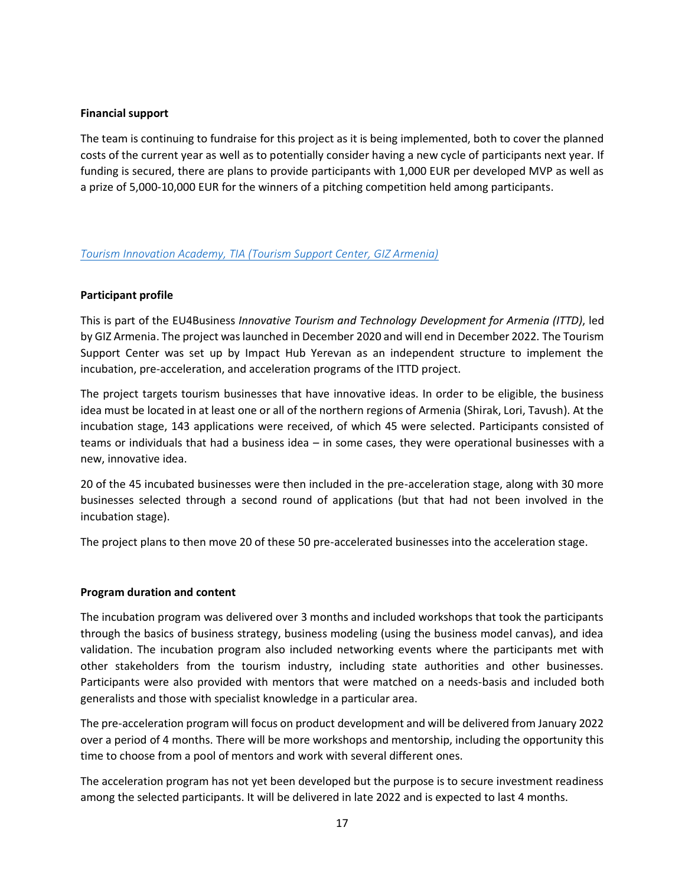**Financial support**

The team is continuing to fundraise for this project as it is being implemented, both to cover the planned costs of the current year as well as to potentially consider having a new cycle of participants next year. If funding is secured, there are plans to provide participants with 1,000 EUR per developed MVP as well as a prize of 5,000-10,000 EUR for the winners of a pitching competition held among participants.

*Tourism Innovation Academy, TIA (Tourism Support Center, GIZ Armenia)*

**Participant profile**

This is part of the EU4Business *Innovative Tourism and Technology Development for Armenia (ITTD)*, led by GIZ Armenia. The project was launched in December 2020 and will end in December 2022. The Tourism Support Center was set up by Impact Hub Yerevan as an independent structure to implement the incubation, pre-acceleration, and acceleration programs of the ITTD project.

The project targets tourism businesses that have innovative ideas. In order to be eligible, the business idea must be located in at least one or all of the northern regions of Armenia (Shirak, Lori, Tavush). At the incubation stage, 143 applications were received, of which 45 were selected. Participants consisted of teams or individuals that had a business idea – in some cases, they were operational businesses with a new, innovative idea.

20 of the 45 incubated businesses were then included in the pre-acceleration stage, along with 30 more businesses selected through a second round of applications (but that had not been involved in the incubation stage).

The project plans to then move 20 of these 50 pre-accelerated businesses into the acceleration stage.

**Program duration and content**

The incubation program was delivered over 3 months and included workshops that took the participants through the basics of business strategy, business modeling (using the business model canvas), and idea validation. The incubation program also included networking events where the participants met with other stakeholders from the tourism industry, including state authorities and other businesses. Participants were also provided with mentors that were matched on a needs-basis and included both generalists and those with specialist knowledge in a particular area.

The pre-acceleration program will focus on product development and will be delivered from January 2022 over a period of 4 months. There will be more workshops and mentorship, including the opportunity this time to choose from a pool of mentors and work with several different ones.

The acceleration program has not yet been developed but the purpose is to secure investment readiness among the selected participants. It will be delivered in late 2022 and is expected to last 4 months.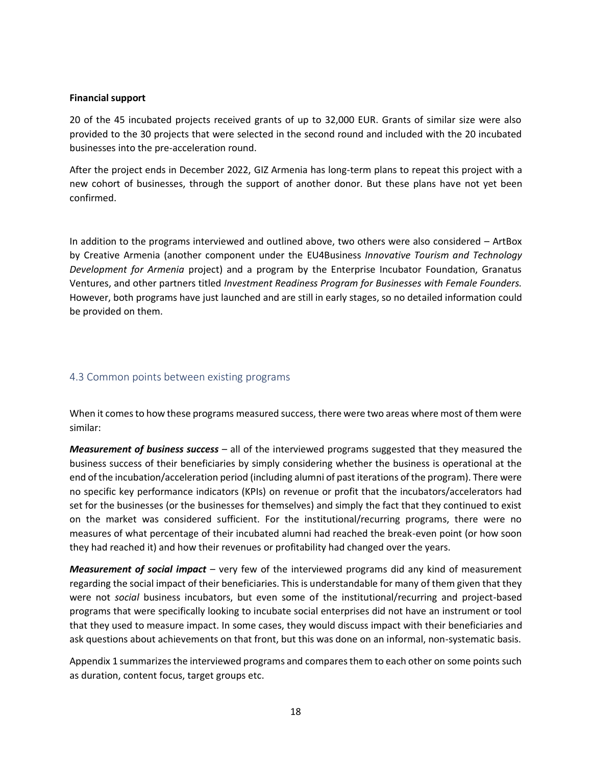**Financial support**

20 of the 45 incubated projects received grants of up to 32,000 EUR. Grants of similar size were also provided to the 30 projects that were selected in the second round and included with the 20 incubated businesses into the pre-acceleration round.

After the project ends in December 2022, GIZ Armenia has long-term plans to repeat this project with a new cohort of businesses, through the support of another donor. But these plans have not yet been confirmed.

In addition to the programs interviewed and outlined above, two others were also considered – ArtBox by Creative Armenia (another component under the EU4Business *Innovative Tourism and Technology Development for Armenia* project) and a program by the Enterprise Incubator Foundation, Granatus Ventures, and other partners titled *Investment Readiness Program for Businesses with Female Founders.* However, both programs have just launched and are still in early stages, so no detailed information could be provided on them.

## 4.3 Common points between existing programs

When it comes to how these programs measured success, there were two areas where most of them were similar:

***Measurement of business success*** – all of the interviewed programs suggested that they measured the business success of their beneficiaries by simply considering whether the business is operational at the end of the incubation/acceleration period (including alumni of past iterations of the program). There were no specific key performance indicators (KPIs) on revenue or profit that the incubators/accelerators had set for the businesses (or the businesses for themselves) and simply the fact that they continued to exist on the market was considered sufficient. For the institutional/recurring programs, there were no measures of what percentage of their incubated alumni had reached the break-even point (or how soon they had reached it) and how their revenues or profitability had changed over the years.

***Measurement of social impact*** – very few of the interviewed programs did any kind of measurement regarding the social impact of their beneficiaries. This is understandable for many of them given that they were not *social* business incubators, but even some of the institutional/recurring and project-based programs that were specifically looking to incubate social enterprises did not have an instrument or tool that they used to measure impact. In some cases, they would discuss impact with their beneficiaries and ask questions about achievements on that front, but this was done on an informal, non-systematic basis.

Appendix 1 summarizes the interviewed programs and compares them to each other on some points such as duration, content focus, target groups etc.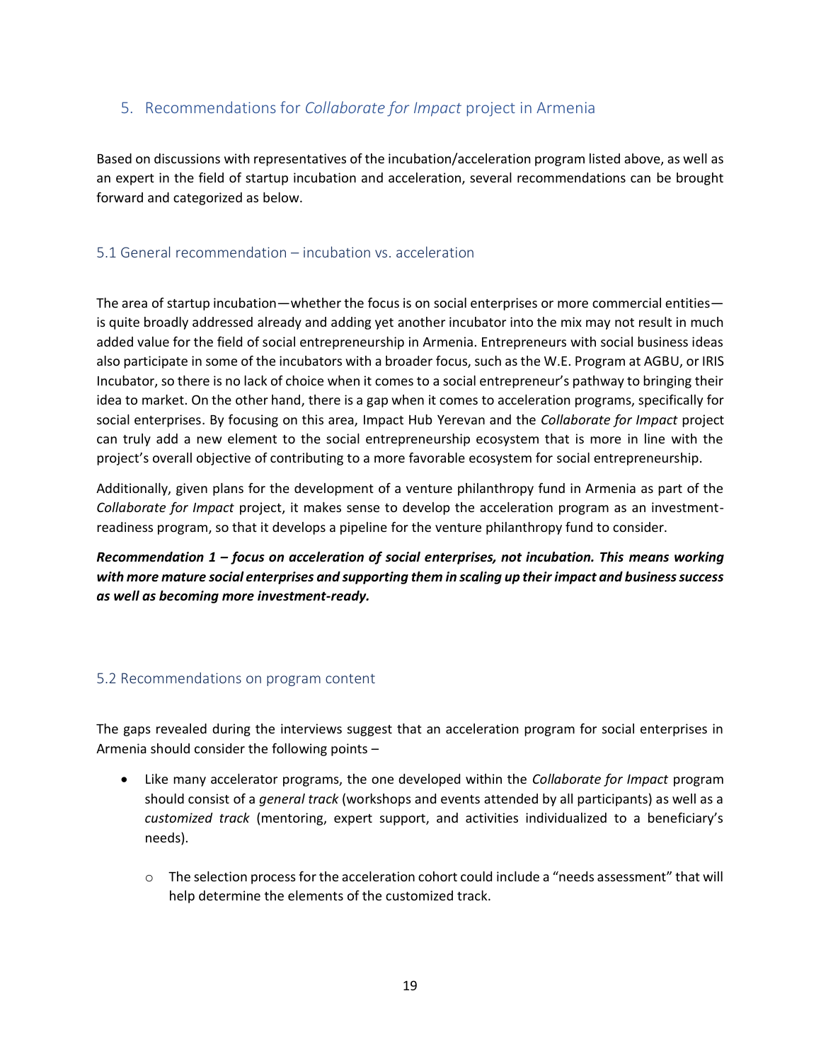## 5. Recommendations for *Collaborate for Impact* project in Armenia

Based on discussions with representatives of the incubation/acceleration program listed above, as well as an expert in the field of startup incubation and acceleration, several recommendations can be brought forward and categorized as below.

### 5.1 General recommendation – incubation vs. acceleration

The area of startup incubation—whether the focus is on social enterprises or more commercial entities—is quite broadly addressed already and adding yet another incubator into the mix may not result in much added value for the field of social entrepreneurship in Armenia. Entrepreneurs with social business ideas also participate in some of the incubators with a broader focus, such as the W.E. Program at AGBU, or IRIS Incubator, so there is no lack of choice when it comes to a social entrepreneur's pathway to bringing their idea to market. On the other hand, there is a gap when it comes to acceleration programs, specifically for social enterprises. By focusing on this area, Impact Hub Yerevan and the *Collaborate for Impact* project can truly add a new element to the social entrepreneurship ecosystem that is more in line with the project's overall objective of contributing to a more favorable ecosystem for social entrepreneurship.

Additionally, given plans for the development of a venture philanthropy fund in Armenia as part of the *Collaborate for Impact* project, it makes sense to develop the acceleration program as an investment-readiness program, so that it develops a pipeline for the venture philanthropy fund to consider.

***Recommendation 1 – focus on acceleration of social enterprises, not incubation. This means working with more mature social enterprises and supporting them in scaling up their impact and business success as well as becoming more investment-ready.***

### 5.2 Recommendations on program content

The gaps revealed during the interviews suggest that an acceleration program for social enterprises in Armenia should consider the following points –

- Like many accelerator programs, the one developed within the *Collaborate for Impact* program should consist of a *general track* (workshops and events attended by all participants) as well as a *customized track* (mentoring, expert support, and activities individualized to a beneficiary's needs).
    - The selection process for the acceleration cohort could include a "needs assessment" that will help determine the elements of the customized track.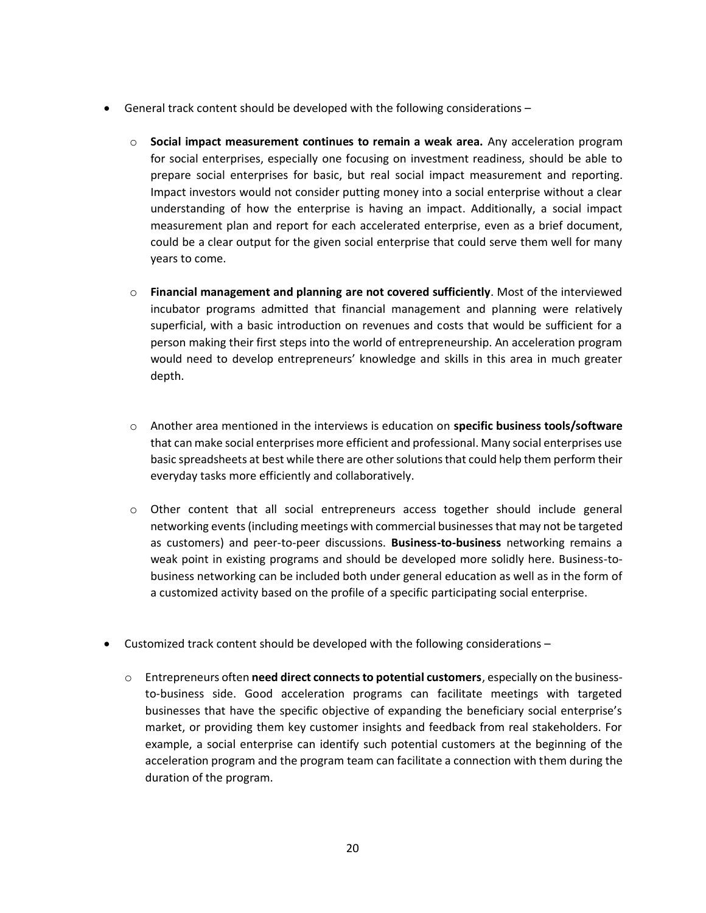- General track content should be developed with the following considerations –

  - **Social impact measurement continues to remain a weak area.** Any acceleration program for social enterprises, especially one focusing on investment readiness, should be able to prepare social enterprises for basic, but real social impact measurement and reporting. Impact investors would not consider putting money into a social enterprise without a clear understanding of how the enterprise is having an impact. Additionally, a social impact measurement plan and report for each accelerated enterprise, even as a brief document, could be a clear output for the given social enterprise that could serve them well for many years to come.

  - **Financial management and planning are not covered sufficiently**. Most of the interviewed incubator programs admitted that financial management and planning were relatively superficial, with a basic introduction on revenues and costs that would be sufficient for a person making their first steps into the world of entrepreneurship. An acceleration program would need to develop entrepreneurs' knowledge and skills in this area in much greater depth.

  - Another area mentioned in the interviews is education on **specific business tools/software** that can make social enterprises more efficient and professional. Many social enterprises use basic spreadsheets at best while there are other solutions that could help them perform their everyday tasks more efficiently and collaboratively.

  - Other content that all social entrepreneurs access together should include general networking events (including meetings with commercial businesses that may not be targeted as customers) and peer-to-peer discussions. **Business-to-business** networking remains a weak point in existing programs and should be developed more solidly here. Business-to-business networking can be included both under general education as well as in the form of a customized activity based on the profile of a specific participating social enterprise.

- Customized track content should be developed with the following considerations –

  - Entrepreneurs often **need direct connects to potential customers**, especially on the business-to-business side. Good acceleration programs can facilitate meetings with targeted businesses that have the specific objective of expanding the beneficiary social enterprise's market, or providing them key customer insights and feedback from real stakeholders. For example, a social enterprise can identify such potential customers at the beginning of the acceleration program and the program team can facilitate a connection with them during the duration of the program.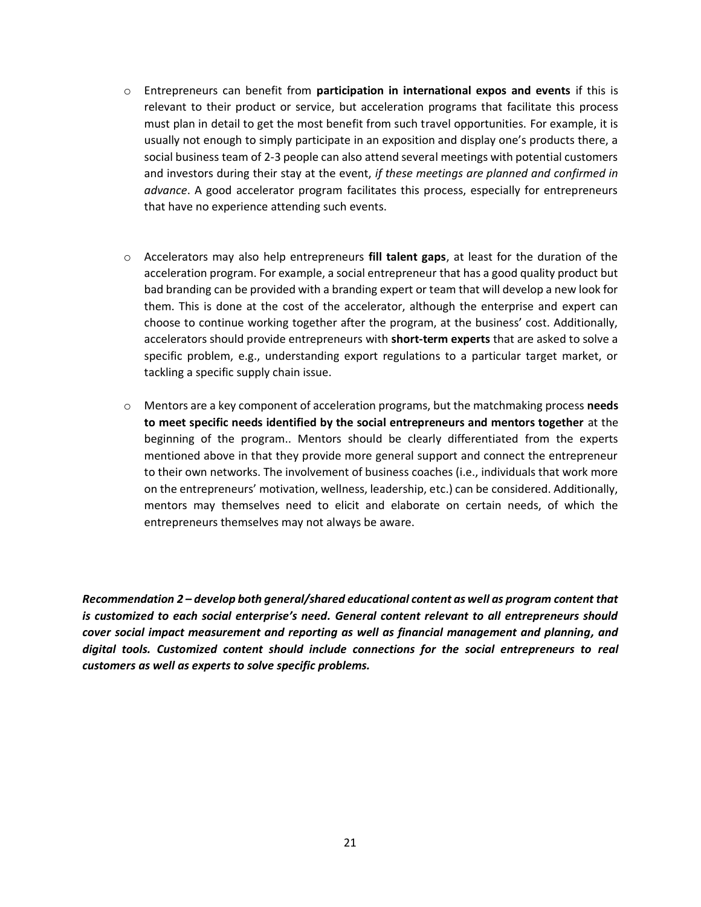- Entrepreneurs can benefit from **participation in international expos and events** if this is relevant to their product or service, but acceleration programs that facilitate this process must plan in detail to get the most benefit from such travel opportunities. For example, it is usually not enough to simply participate in an exposition and display one's products there, a social business team of 2-3 people can also attend several meetings with potential customers and investors during their stay at the event, *if these meetings are planned and confirmed in advance*. A good accelerator program facilitates this process, especially for entrepreneurs that have no experience attending such events.

- Accelerators may also help entrepreneurs **fill talent gaps**, at least for the duration of the acceleration program. For example, a social entrepreneur that has a good quality product but bad branding can be provided with a branding expert or team that will develop a new look for them. This is done at the cost of the accelerator, although the enterprise and expert can choose to continue working together after the program, at the business' cost. Additionally, accelerators should provide entrepreneurs with **short-term experts** that are asked to solve a specific problem, e.g., understanding export regulations to a particular target market, or tackling a specific supply chain issue.

- Mentors are a key component of acceleration programs, but the matchmaking process **needs to meet specific needs identified by the social entrepreneurs and mentors together** at the beginning of the program.. Mentors should be clearly differentiated from the experts mentioned above in that they provide more general support and connect the entrepreneur to their own networks. The involvement of business coaches (i.e., individuals that work more on the entrepreneurs' motivation, wellness, leadership, etc.) can be considered. Additionally, mentors may themselves need to elicit and elaborate on certain needs, of which the entrepreneurs themselves may not always be aware.

***Recommendation 2 – develop both general/shared educational content as well as program content that is customized to each social enterprise's need. General content relevant to all entrepreneurs should cover social impact measurement and reporting as well as financial management and planning, and digital tools. Customized content should include connections for the social entrepreneurs to real customers as well as experts to solve specific problems.***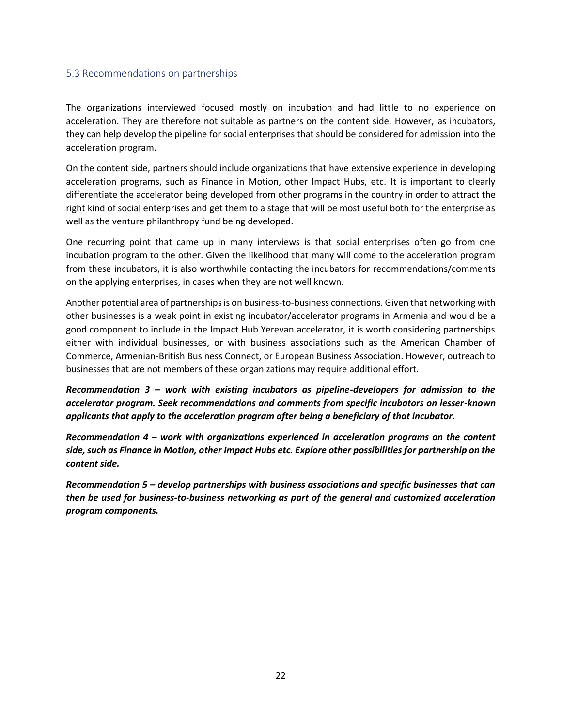## 5.3 Recommendations on partnerships

The organizations interviewed focused mostly on incubation and had little to no experience on acceleration. They are therefore not suitable as partners on the content side. However, as incubators, they can help develop the pipeline for social enterprises that should be considered for admission into the acceleration program.

On the content side, partners should include organizations that have extensive experience in developing acceleration programs, such as Finance in Motion, other Impact Hubs, etc. It is important to clearly differentiate the accelerator being developed from other programs in the country in order to attract the right kind of social enterprises and get them to a stage that will be most useful both for the enterprise as well as the venture philanthropy fund being developed.

One recurring point that came up in many interviews is that social enterprises often go from one incubation program to the other. Given the likelihood that many will come to the acceleration program from these incubators, it is also worthwhile contacting the incubators for recommendations/comments on the applying enterprises, in cases when they are not well known.

Another potential area of partnerships is on business-to-business connections. Given that networking with other businesses is a weak point in existing incubator/accelerator programs in Armenia and would be a good component to include in the Impact Hub Yerevan accelerator, it is worth considering partnerships either with individual businesses, or with business associations such as the American Chamber of Commerce, Armenian-British Business Connect, or European Business Association. However, outreach to businesses that are not members of these organizations may require additional effort.

***Recommendation 3 – work with existing incubators as pipeline-developers for admission to the accelerator program. Seek recommendations and comments from specific incubators on lesser-known applicants that apply to the acceleration program after being a beneficiary of that incubator.***

***Recommendation 4 – work with organizations experienced in acceleration programs on the content side, such as Finance in Motion, other Impact Hubs etc. Explore other possibilities for partnership on the content side.***

***Recommendation 5 – develop partnerships with business associations and specific businesses that can then be used for business-to-business networking as part of the general and customized acceleration program components.***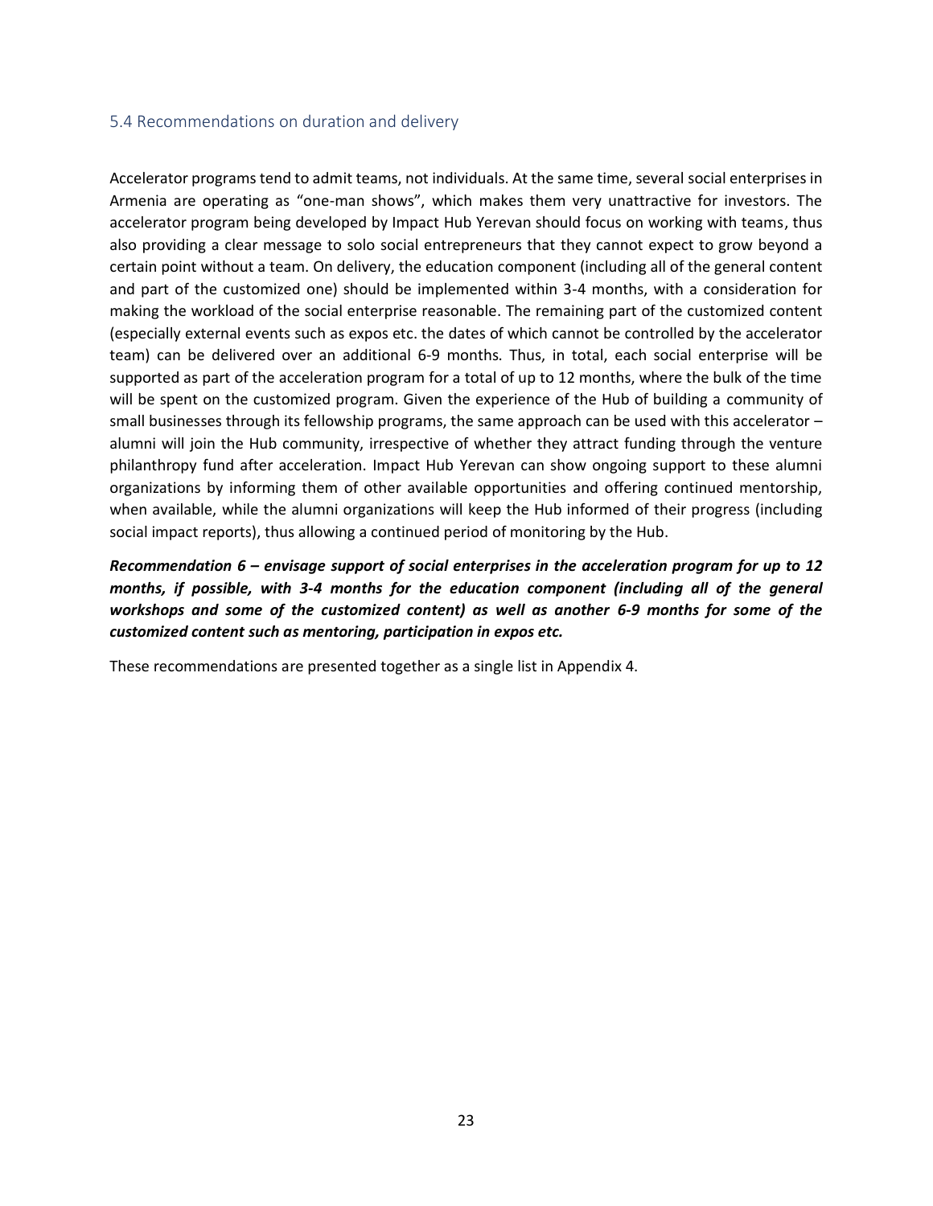## 5.4 Recommendations on duration and delivery

Accelerator programs tend to admit teams, not individuals. At the same time, several social enterprises in Armenia are operating as "one-man shows", which makes them very unattractive for investors. The accelerator program being developed by Impact Hub Yerevan should focus on working with teams, thus also providing a clear message to solo social entrepreneurs that they cannot expect to grow beyond a certain point without a team. On delivery, the education component (including all of the general content and part of the customized one) should be implemented within 3-4 months, with a consideration for making the workload of the social enterprise reasonable. The remaining part of the customized content (especially external events such as expos etc. the dates of which cannot be controlled by the accelerator team) can be delivered over an additional 6-9 months. Thus, in total, each social enterprise will be supported as part of the acceleration program for a total of up to 12 months, where the bulk of the time will be spent on the customized program. Given the experience of the Hub of building a community of small businesses through its fellowship programs, the same approach can be used with this accelerator – alumni will join the Hub community, irrespective of whether they attract funding through the venture philanthropy fund after acceleration. Impact Hub Yerevan can show ongoing support to these alumni organizations by informing them of other available opportunities and offering continued mentorship, when available, while the alumni organizations will keep the Hub informed of their progress (including social impact reports), thus allowing a continued period of monitoring by the Hub.

***Recommendation 6 – envisage support of social enterprises in the acceleration program for up to 12 months, if possible, with 3-4 months for the education component (including all of the general workshops and some of the customized content) as well as another 6-9 months for some of the customized content such as mentoring, participation in expos etc.***

These recommendations are presented together as a single list in Appendix 4.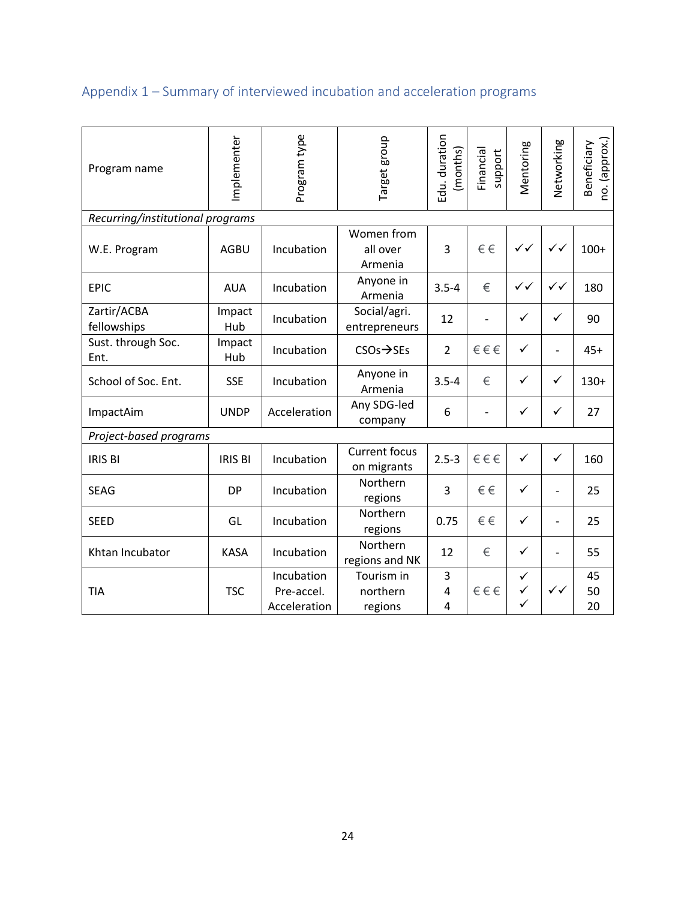## Appendix 1 – Summary of interviewed incubation and acceleration programs

| Program name | Implementer | Program type | Target group | Edu. duration (months) | Financial support | Mentoring | Networking | Beneficiary no. (approx.) |
|---|---|---|---|---|---|---|---|---|
| *Recurring/institutional programs* | | | | | | | | |
| W.E. Program | AGBU | Incubation | Women from all over Armenia | 3 | €€ | ✓✓ | ✓✓ | 100+ |
| EPIC | AUA | Incubation | Anyone in Armenia | 3.5-4 | € | ✓✓ | ✓✓ | 180 |
| Zartir/ACBA fellowships | Impact Hub | Incubation | Social/agri. entrepreneurs | 12 | - | ✓ | ✓ | 90 |
| Sust. through Soc. Ent. | Impact Hub | Incubation | CSOs→SEs | 2 | €€€ | ✓ | - | 45+ |
| School of Soc. Ent. | SSE | Incubation | Anyone in Armenia | 3.5-4 | € | ✓ | ✓ | 130+ |
| ImpactAim | UNDP | Acceleration | Any SDG-led company | 6 | - | ✓ | ✓ | 27 |
| *Project-based programs* | | | | | | | | |
| IRIS BI | IRIS BI | Incubation | Current focus on migrants | 2.5-3 | €€€ | ✓ | ✓ | 160 |
| SEAG | DP | Incubation | Northern regions | 3 | €€ | ✓ | - | 25 |
| SEED | GL | Incubation | Northern regions | 0.75 | €€ | ✓ | - | 25 |
| Khtan Incubator | KASA | Incubation | Northern regions and NK | 12 | € | ✓ | - | 55 |
| TIA | TSC | Incubation<br>Pre-accel.<br>Acceleration | Tourism in northern regions | 3<br>4<br>4 | €€€ | ✓<br>✓<br>✓ | ✓✓ | 45<br>50<br>20 |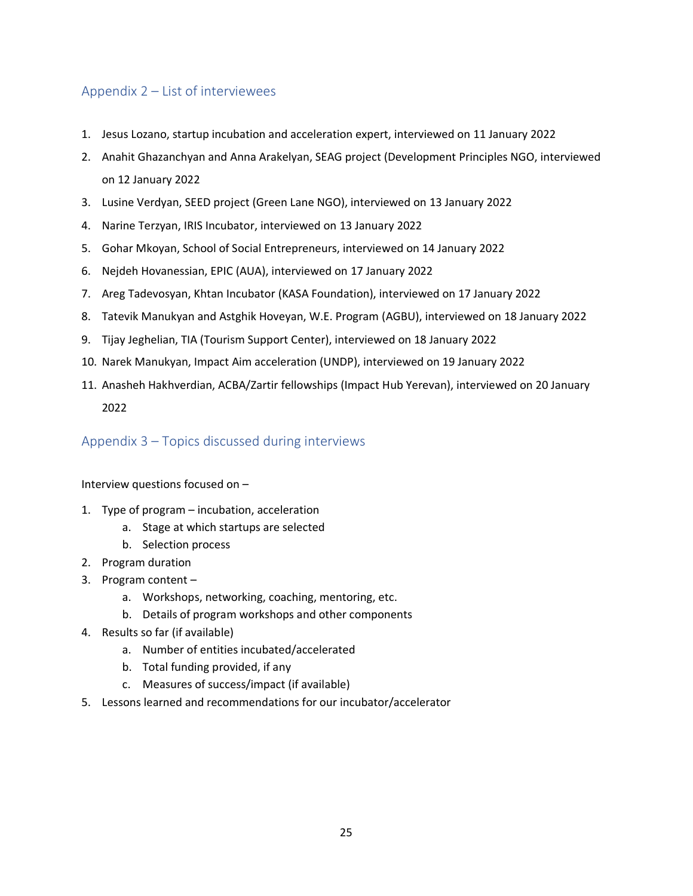## Appendix 2 – List of interviewees

1. Jesus Lozano, startup incubation and acceleration expert, interviewed on 11 January 2022
2. Anahit Ghazanchyan and Anna Arakelyan, SEAG project (Development Principles NGO, interviewed on 12 January 2022
3. Lusine Verdyan, SEED project (Green Lane NGO), interviewed on 13 January 2022
4. Narine Terzyan, IRIS Incubator, interviewed on 13 January 2022
5. Gohar Mkoyan, School of Social Entrepreneurs, interviewed on 14 January 2022
6. Nejdeh Hovanessian, EPIC (AUA), interviewed on 17 January 2022
7. Areg Tadevosyan, Khtan Incubator (KASA Foundation), interviewed on 17 January 2022
8. Tatevik Manukyan and Astghik Hoveyan, W.E. Program (AGBU), interviewed on 18 January 2022
9. Tijay Jeghelian, TIA (Tourism Support Center), interviewed on 18 January 2022
10. Narek Manukyan, Impact Aim acceleration (UNDP), interviewed on 19 January 2022
11. Anasheh Hakhverdian, ACBA/Zartir fellowships (Impact Hub Yerevan), interviewed on 20 January 2022

## Appendix 3 – Topics discussed during interviews

Interview questions focused on –

1. Type of program – incubation, acceleration
   a. Stage at which startups are selected
   b. Selection process
2. Program duration
3. Program content –
   a. Workshops, networking, coaching, mentoring, etc.
   b. Details of program workshops and other components
4. Results so far (if available)
   a. Number of entities incubated/accelerated
   b. Total funding provided, if any
   c. Measures of success/impact (if available)
5. Lessons learned and recommendations for our incubator/accelerator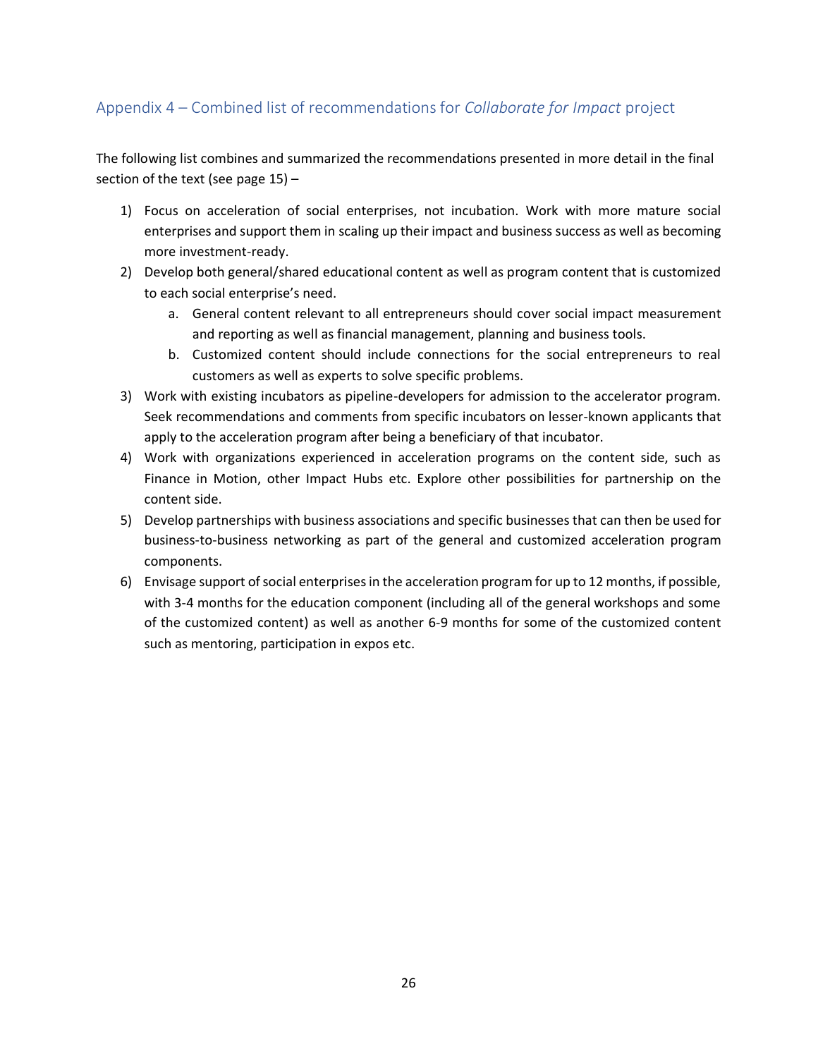## Appendix 4 – Combined list of recommendations for *Collaborate for Impact* project

The following list combines and summarized the recommendations presented in more detail in the final section of the text (see page 15) –

1) Focus on acceleration of social enterprises, not incubation. Work with more mature social enterprises and support them in scaling up their impact and business success as well as becoming more investment-ready.
2) Develop both general/shared educational content as well as program content that is customized to each social enterprise's need.
    a. General content relevant to all entrepreneurs should cover social impact measurement and reporting as well as financial management, planning and business tools.
    b. Customized content should include connections for the social entrepreneurs to real customers as well as experts to solve specific problems.
3) Work with existing incubators as pipeline-developers for admission to the accelerator program. Seek recommendations and comments from specific incubators on lesser-known applicants that apply to the acceleration program after being a beneficiary of that incubator.
4) Work with organizations experienced in acceleration programs on the content side, such as Finance in Motion, other Impact Hubs etc. Explore other possibilities for partnership on the content side.
5) Develop partnerships with business associations and specific businesses that can then be used for business-to-business networking as part of the general and customized acceleration program components.
6) Envisage support of social enterprises in the acceleration program for up to 12 months, if possible, with 3-4 months for the education component (including all of the general workshops and some of the customized content) as well as another 6-9 months for some of the customized content such as mentoring, participation in expos etc.